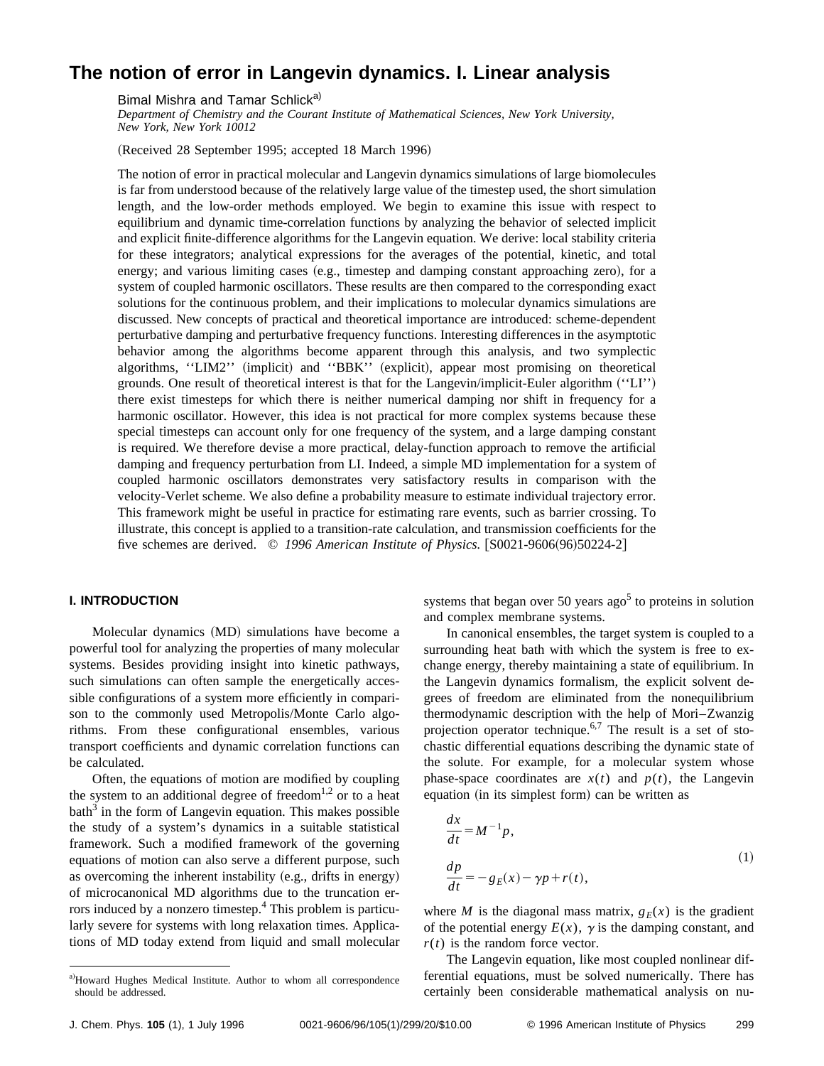# The notion of error in Langevin dynamics. I. Linear analysis

Bimal Mishra and Tamar Schlick[a]

*Department of Chemistry and the Courant Institute of Mathematical Sciences, New York University, New York, New York 10012*

(Received 28 September 1995; accepted 18 March 1996)

The notion of error in practical molecular and Langevin dynamics simulations of large biomolecules is far from understood because of the relatively large value of the timestep used, the short simulation length, and the low-order methods employed. We begin to examine this issue with respect to equilibrium and dynamic time-correlation functions by analyzing the behavior of selected implicit and explicit finite-difference algorithms for the Langevin equation. We derive: local stability criteria for these integrators; analytical expressions for the averages of the potential, kinetic, and total energy; and various limiting cases (e.g., timestep and damping constant approaching zero), for a system of coupled harmonic oscillators. These results are then compared to the corresponding exact solutions for the continuous problem, and their implications to molecular dynamics simulations are discussed. New concepts of practical and theoretical importance are introduced: scheme-dependent perturbative damping and perturbative frequency functions. Interesting differences in the asymptotic behavior among the algorithms become apparent through this analysis, and two symplectic algorithms, ''LIM2'' (implicit) and ''BBK'' (explicit), appear most promising on theoretical grounds. One result of theoretical interest is that for the Langevin/implicit-Euler algorithm (''LI'') there exist timesteps for which there is neither numerical damping nor shift in frequency for a harmonic oscillator. However, this idea is not practical for more complex systems because these special timesteps can account only for one frequency of the system, and a large damping constant is required. We therefore devise a more practical, delay-function approach to remove the artificial damping and frequency perturbation from LI. Indeed, a simple MD implementation for a system of coupled harmonic oscillators demonstrates very satisfactory results in comparison with the velocity-Verlet scheme. We also define a probability measure to estimate individual trajectory error. This framework might be useful in practice for estimating rare events, such as barrier crossing. To illustrate, this concept is applied to a transition-rate calculation, and transmission coefficients for the five schemes are derived. © *1996 American Institute of Physics.* [S0021-9606(96)50224-2]

## I. INTRODUCTION

Molecular dynamics (MD) simulations have become a powerful tool for analyzing the properties of many molecular systems. Besides providing insight into kinetic pathways, such simulations can often sample the energetically accessible configurations of a system more efficiently in comparison to the commonly used Metropolis/Monte Carlo algorithms. From these configurational ensembles, various transport coefficients and dynamic correlation functions can be calculated.

Often, the equations of motion are modified by coupling the system to an additional degree of freedom[1,2] or to a heat bath[3] in the form of Langevin equation. This makes possible the study of a system's dynamics in a suitable statistical framework. Such a modified framework of the governing equations of motion can also serve a different purpose, such as overcoming the inherent instability (e.g., drifts in energy) of microcanonical MD algorithms due to the truncation errors induced by a nonzero timestep.[4] This problem is particularly severe for systems with long relaxation times. Applications of MD today extend from liquid and small molecular systems that began over 50 years ago[5] to proteins in solution and complex membrane systems.

In canonical ensembles, the target system is coupled to a surrounding heat bath with which the system is free to exchange energy, thereby maintaining a state of equilibrium. In the Langevin dynamics formalism, the explicit solvent degrees of freedom are eliminated from the nonequilibrium thermodynamic description with the help of Mori–Zwanzig projection operator technique.[6,7] The result is a set of stochastic differential equations describing the dynamic state of the solute. For example, for a molecular system whose phase-space coordinates are $x(t)$ and $p(t)$, the Langevin equation (in its simplest form) can be written as

$$
\begin{aligned}
\frac{dx}{dt} &= M^{-1}p, \\
\frac{dp}{dt} &= -g_E(x) - \gamma p + r(t),
\end{aligned}
\tag{1}
$$

where $M$ is the diagonal mass matrix, $g_E(x)$ is the gradient of the potential energy $E(x)$, $\gamma$ is the damping constant, and $r(t)$ is the random force vector.

The Langevin equation, like most coupled nonlinear differential equations, must be solved numerically. There has certainly been considerable mathematical analysis on nu-

[a] Howard Hughes Medical Institute. Author to whom all correspondence should be addressed.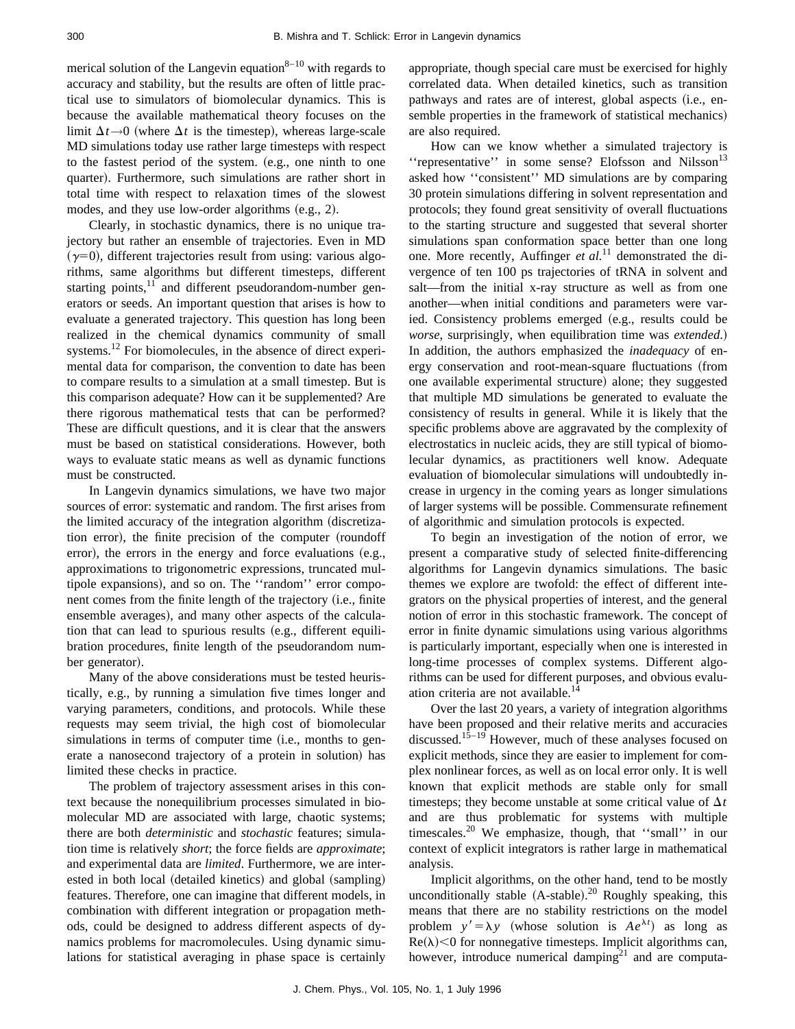merical solution of the Langevin equation[8–10] with regards to accuracy and stability, but the results are often of little practical use to simulators of biomolecular dynamics. This is because the available mathematical theory focuses on the limit $\Delta t \to 0$ (where $\Delta t$ is the timestep), whereas large-scale MD simulations today use rather large timesteps with respect to the fastest period of the system. (e.g., one ninth to one quarter). Furthermore, such simulations are rather short in total time with respect to relaxation times of the slowest modes, and they use low-order algorithms (e.g., 2).

Clearly, in stochastic dynamics, there is no unique trajectory but rather an ensemble of trajectories. Even in MD ($\gamma=0$), different trajectories result from using: various algorithms, same algorithms but different timesteps, different starting points,[11] and different pseudorandom-number generators or seeds. An important question that arises is how to evaluate a generated trajectory. This question has long been realized in the chemical dynamics community of small systems.[12] For biomolecules, in the absence of direct experimental data for comparison, the convention to date has been to compare results to a simulation at a small timestep. But is this comparison adequate? How can it be supplemented? Are there rigorous mathematical tests that can be performed? These are difficult questions, and it is clear that the answers must be based on statistical considerations. However, both ways to evaluate static means as well as dynamic functions must be constructed.

In Langevin dynamics simulations, we have two major sources of error: systematic and random. The first arises from the limited accuracy of the integration algorithm (discretization error), the finite precision of the computer (roundoff error), the errors in the energy and force evaluations (e.g., approximations to trigonometric expressions, truncated multipole expansions), and so on. The ''random'' error component comes from the finite length of the trajectory (i.e., finite ensemble averages), and many other aspects of the calculation that can lead to spurious results (e.g., different equilibration procedures, finite length of the pseudorandom number generator).

Many of the above considerations must be tested heuristically, e.g., by running a simulation five times longer and varying parameters, conditions, and protocols. While these requests may seem trivial, the high cost of biomolecular simulations in terms of computer time (i.e., months to generate a nanosecond trajectory of a protein in solution) has limited these checks in practice.

The problem of trajectory assessment arises in this context because the nonequilibrium processes simulated in biomolecular MD are associated with large, chaotic systems; there are both *deterministic* and *stochastic* features; simulation time is relatively *short*; the force fields are *approximate*; and experimental data are *limited*. Furthermore, we are interested in both local (detailed kinetics) and global (sampling) features. Therefore, one can imagine that different models, in combination with different integration or propagation methods, could be designed to address different aspects of dynamics problems for macromolecules. Using dynamic simulations for statistical averaging in phase space is certainly appropriate, though special care must be exercised for highly correlated data. When detailed kinetics, such as transition pathways and rates are of interest, global aspects (i.e., ensemble properties in the framework of statistical mechanics) are also required.

How can we know whether a simulated trajectory is ''representative'' in some sense? Elofsson and Nilsson[13] asked how ''consistent'' MD simulations are by comparing 30 protein simulations differing in solvent representation and protocols; they found great sensitivity of overall fluctuations to the starting structure and suggested that several shorter simulations span conformation space better than one long one. More recently, Auffinger *et al.*[11] demonstrated the divergence of ten 100 ps trajectories of tRNA in solvent and salt—from the initial x-ray structure as well as from one another—when initial conditions and parameters were varied. Consistency problems emerged (e.g., results could be *worse*, surprisingly, when equilibration time was *extended*.) In addition, the authors emphasized the *inadequacy* of energy conservation and root-mean-square fluctuations (from one available experimental structure) alone; they suggested that multiple MD simulations be generated to evaluate the consistency of results in general. While it is likely that the specific problems above are aggravated by the complexity of electrostatics in nucleic acids, they are still typical of biomolecular dynamics, as practitioners well know. Adequate evaluation of biomolecular simulations will undoubtedly increase in urgency in the coming years as longer simulations of larger systems will be possible. Commensurate refinement of algorithmic and simulation protocols is expected.

To begin an investigation of the notion of error, we present a comparative study of selected finite-differencing algorithms for Langevin dynamics simulations. The basic themes we explore are twofold: the effect of different integrators on the physical properties of interest, and the general notion of error in this stochastic framework. The concept of error in finite dynamic simulations using various algorithms is particularly important, especially when one is interested in long-time processes of complex systems. Different algorithms can be used for different purposes, and obvious evaluation criteria are not available.[14]

Over the last 20 years, a variety of integration algorithms have been proposed and their relative merits and accuracies discussed.[15–19] However, much of these analyses focused on explicit methods, since they are easier to implement for complex nonlinear forces, as well as on local error only. It is well known that explicit methods are stable only for small timesteps; they become unstable at some critical value of $\Delta t$ and are thus problematic for systems with multiple timescales.[20] We emphasize, though, that ''small'' in our context of explicit integrators is rather large in mathematical analysis.

Implicit algorithms, on the other hand, tend to be mostly unconditionally stable (A-stable).[20] Roughly speaking, this means that there are no stability restrictions on the model problem $y' = \lambda y$ (whose solution is $Ae^{\lambda t}$) as long as $\mathrm{Re}(\lambda) < 0$ for nonnegative timesteps. Implicit algorithms can, however, introduce numerical damping[21] and are computa-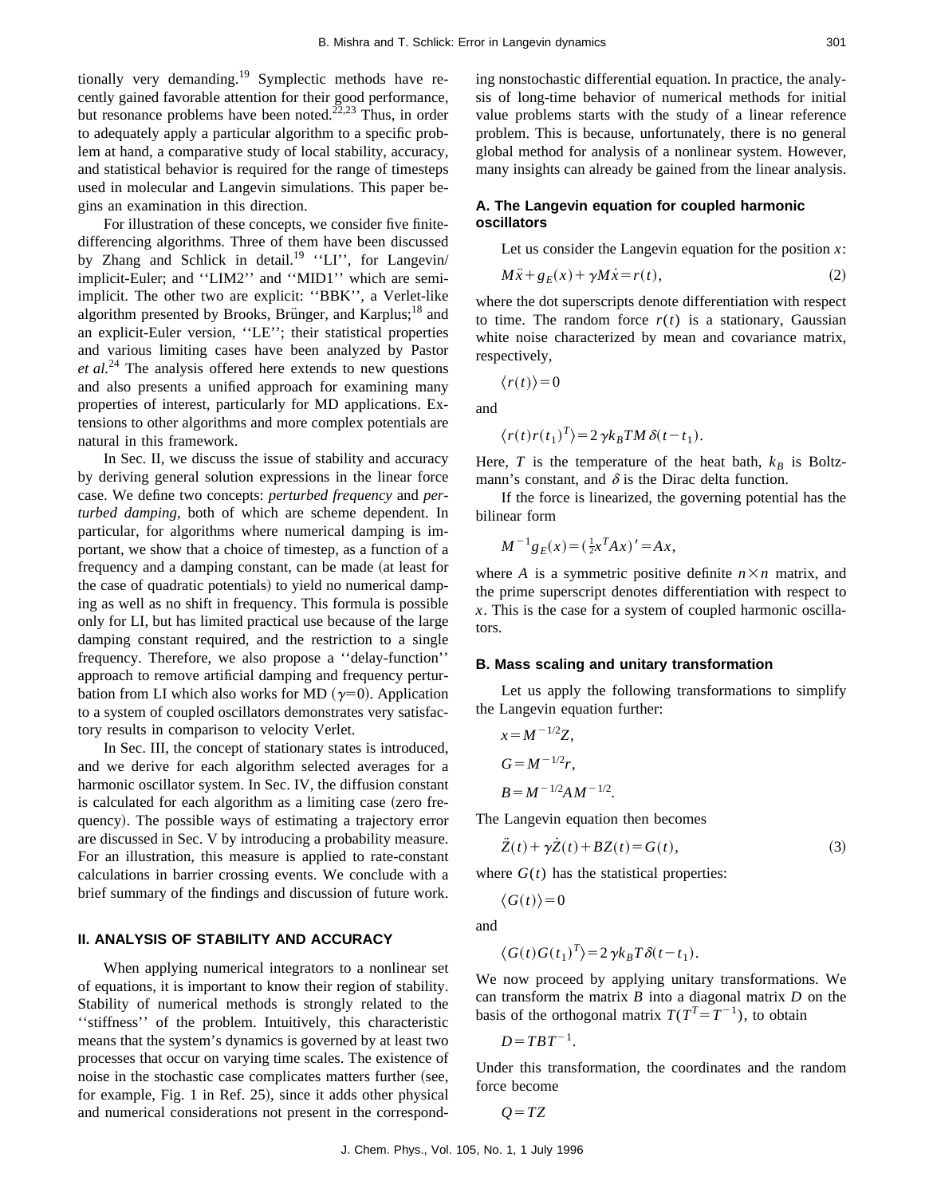tionally very demanding.[19] Symplectic methods have recently gained favorable attention for their good performance, but resonance problems have been noted.[22,23] Thus, in order to adequately apply a particular algorithm to a specific problem at hand, a comparative study of local stability, accuracy, and statistical behavior is required for the range of timesteps used in molecular and Langevin simulations. This paper begins an examination in this direction.

For illustration of these concepts, we consider five finite-differencing algorithms. Three of them have been discussed by Zhang and Schlick in detail.[19] ''LI'', for Langevin/implicit-Euler; and ''LIM2'' and ''MID1'' which are semi-implicit. The other two are explicit: ''BBK'', a Verlet-like algorithm presented by Brooks, Brünger, and Karplus;[18] and an explicit-Euler version, ''LE''; their statistical properties and various limiting cases have been analyzed by Pastor *et al.*[24] The analysis offered here extends to new questions and also presents a unified approach for examining many properties of interest, particularly for MD applications. Extensions to other algorithms and more complex potentials are natural in this framework.

In Sec. II, we discuss the issue of stability and accuracy by deriving general solution expressions in the linear force case. We define two concepts: *perturbed frequency* and *perturbed damping*, both of which are scheme dependent. In particular, for algorithms where numerical damping is important, we show that a choice of timestep, as a function of a frequency and a damping constant, can be made (at least for the case of quadratic potentials) to yield no numerical damping as well as no shift in frequency. This formula is possible only for LI, but has limited practical use because of the large damping constant required, and the restriction to a single frequency. Therefore, we also propose a ''delay-function'' approach to remove artificial damping and frequency perturbation from LI which also works for MD ($\gamma=0$). Application to a system of coupled oscillators demonstrates very satisfactory results in comparison to velocity Verlet.

In Sec. III, the concept of stationary states is introduced, and we derive for each algorithm selected averages for a harmonic oscillator system. In Sec. IV, the diffusion constant is calculated for each algorithm as a limiting case (zero frequency). The possible ways of estimating a trajectory error are discussed in Sec. V by introducing a probability measure. For an illustration, this measure is applied to rate-constant calculations in barrier crossing events. We conclude with a brief summary of the findings and discussion of future work.

## II. ANALYSIS OF STABILITY AND ACCURACY

When applying numerical integrators to a nonlinear set of equations, it is important to know their region of stability. Stability of numerical methods is strongly related to the ''stiffness'' of the problem. Intuitively, this characteristic means that the system's dynamics is governed by at least two processes that occur on varying time scales. The existence of noise in the stochastic case complicates matters further (see, for example, Fig. 1 in Ref. 25), since it adds other physical and numerical considerations not present in the corresponding nonstochastic differential equation. In practice, the analysis of long-time behavior of numerical methods for initial value problems starts with the study of a linear reference problem. This is because, unfortunately, there is no general global method for analysis of a nonlinear system. However, many insights can already be gained from the linear analysis.

### A. The Langevin equation for coupled harmonic oscillators

Let us consider the Langevin equation for the position $x$:

$$M\ddot{x}+g_E(x)+\gamma M\dot{x}=r(t), \tag{2}$$

where the dot superscripts denote differentiation with respect to time. The random force $r(t)$ is a stationary, Gaussian white noise characterized by mean and covariance matrix, respectively,

$$\langle r(t)\rangle=0$$

and

$$\langle r(t)r(t_1)^T\rangle=2\gamma k_B TM\delta(t-t_1).$$

Here, $T$ is the temperature of the heat bath, $k_B$ is Boltzmann's constant, and $\delta$ is the Dirac delta function.

If the force is linearized, the governing potential has the bilinear form

$$M^{-1}g_E(x)=(\tfrac{1}{2}x^TAx)'=Ax,$$

where $A$ is a symmetric positive definite $n\times n$ matrix, and the prime superscript denotes differentiation with respect to $x$. This is the case for a system of coupled harmonic oscillators.

### B. Mass scaling and unitary transformation

Let us apply the following transformations to simplify the Langevin equation further:

$$x=M^{-1/2}Z,$$

$$G=M^{-1/2}r,$$

$$B=M^{-1/2}AM^{-1/2}.$$

The Langevin equation then becomes

$$\ddot{Z}(t)+\gamma\dot{Z}(t)+BZ(t)=G(t), \tag{3}$$

where $G(t)$ has the statistical properties:

$$\langle G(t)\rangle=0$$

and

$$\langle G(t)G(t_1)^T\rangle=2\gamma k_B T\delta(t-t_1).$$

We now proceed by applying unitary transformations. We can transform the matrix $B$ into a diagonal matrix $D$ on the basis of the orthogonal matrix $T(T^T=T^{-1})$, to obtain

$$D=TBT^{-1}.$$

Under this transformation, the coordinates and the random force become

$$Q=TZ$$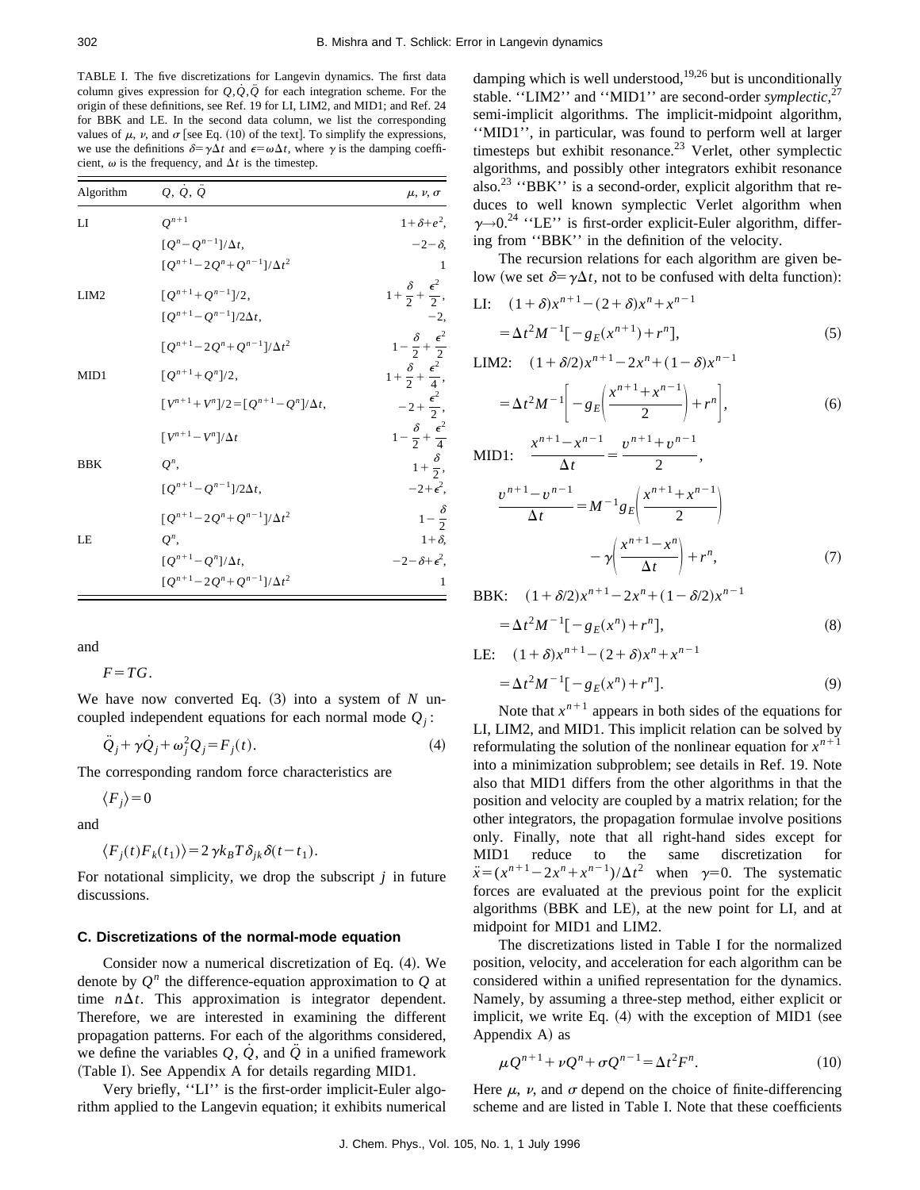TABLE I. The five discretizations for Langevin dynamics. The first data column gives expression for $Q, \dot{Q}, \ddot{Q}$ for each integration scheme. For the origin of these definitions, see Ref. 19 for LI, LIM2, and MID1; and Ref. 24 for BBK and LE. In the second data column, we list the corresponding values of $\mu$, $\nu$, and $\sigma$ [see Eq. (10) of the text]. To simplify the expressions, we use the definitions $\delta = \gamma\Delta t$ and $\epsilon = \omega \Delta t$, where $\gamma$ is the damping coefficient, $\omega$ is the frequency, and $\Delta t$ is the timestep.

| Algorithm | $Q,\ \dot{Q},\ \ddot{Q}$ | $\mu,\ \nu,\ \sigma$ |
|---|---|---|
| LI | $Q^{n+1}$ | $1+\delta+\epsilon^2,$ |
| | $[Q^n - Q^{n-1}]/\Delta t,$ | $-2-\delta,$ |
| | $[Q^{n+1}-2Q^n+Q^{n-1}]/\Delta t^2$ | $1$ |
| LIM2 | $[Q^{n+1}+Q^{n-1}]/2,$ | $1+\dfrac{\delta}{2}+\dfrac{\epsilon^2}{2},$ |
| | $[Q^{n+1}-Q^{n-1}]/2\Delta t,$ | $-2,$ |
| | $[Q^{n+1}-2Q^n+Q^{n-1}]/\Delta t^2$ | $1-\dfrac{\delta}{2}+\dfrac{\epsilon^2}{2}$ |
| MID1 | $[Q^{n+1}+Q^n]/2,$ | $1+\dfrac{\delta}{2}+\dfrac{\epsilon^2}{4},$ |
| | $[V^{n+1}+V^n]/2=[Q^{n+1}-Q^n]/\Delta t,$ | $-2+\dfrac{\epsilon^2}{2},$ |
| | $[V^{n+1}-V^n]/\Delta t$ | $1-\dfrac{\delta}{2}+\dfrac{\epsilon^2}{4}$ |
| BBK | $Q^n,$ | $1+\dfrac{\delta}{2},$ |
| | $[Q^{n+1}-Q^{n-1}]/2\Delta t,$ | $-2+\epsilon^2,$ |
| | $[Q^{n+1}-2Q^n+Q^{n-1}]/\Delta t^2$ | $1-\dfrac{\delta}{2}$ |
| LE | $Q^n,$ | $1+\delta,$ |
| | $[Q^{n+1}-Q^n]/\Delta t,$ | $-2-\delta+\epsilon^2,$ |
| | $[Q^{n+1}-2Q^n+Q^{n-1}]/\Delta t^2$ | $1$ |

and

$$F = TG.$$

We have now converted Eq. (3) into a system of $N$ uncoupled independent equations for each normal mode $Q_j$:

$$\ddot{Q}_j + \gamma \dot{Q}_j + \omega_j^2 Q_j = F_j(t). \tag{4}$$

The corresponding random force characteristics are

$$\langle F_j \rangle = 0$$

and

$$\langle F_j(t) F_k(t_1) \rangle = 2\gamma k_B T \delta_{jk} \delta(t - t_1).$$

For notational simplicity, we drop the subscript $j$ in future discussions.

### C. Discretizations of the normal-mode equation

Consider now a numerical discretization of Eq. (4). We denote by $Q^n$ the difference-equation approximation to $Q$ at time $n\Delta t$. This approximation is integrator dependent. Therefore, we are interested in examining the different propagation patterns. For each of the algorithms considered, we define the variables $Q$, $\dot{Q}$, and $\ddot{Q}$ in a unified framework (Table I). See Appendix A for details regarding MID1.

Very briefly, "LI" is the first-order implicit-Euler algorithm applied to the Langevin equation; it exhibits numerical damping which is well understood,[19,26] but is unconditionally stable. "LIM2" and "MID1" are second-order *symplectic*,[27] semi-implicit algorithms. The implicit-midpoint algorithm, "MID1", in particular, was found to perform well at larger timesteps but exhibit resonance.[23] Verlet, other symplectic algorithms, and possibly other integrators exhibit resonance also.[23] "BBK" is a second-order, explicit algorithm that reduces to well known symplectic Verlet algorithm when $\gamma \to 0$.[24] "LE" is first-order explicit-Euler algorithm, differing from "BBK" in the definition of the velocity.

The recursion relations for each algorithm are given below (we set $\delta = \gamma \Delta t$, not to be confused with delta function):

$$\text{LI:}\quad (1+\delta)x^{n+1} - (2+\delta)x^n + x^{n-1} = \Delta t^2 M^{-1}[-g_E(x^{n+1}) + r^n], \tag{5}$$

$$\text{LIM2:}\quad (1+\delta/2)x^{n+1} - 2x^n + (1-\delta)x^{n-1} = \Delta t^2 M^{-1}\left[-g_E\left(\frac{x^{n+1}+x^{n-1}}{2}\right) + r^n\right], \tag{6}$$

$$\text{MID1:}\quad \frac{x^{n+1}-x^{n-1}}{\Delta t} = \frac{v^{n+1}+v^{n-1}}{2},$$

$$\frac{v^{n+1}-v^{n-1}}{\Delta t} = M^{-1} g_E\left(\frac{x^{n+1}+x^{n-1}}{2}\right) - \gamma\left(\frac{x^{n+1}-x^n}{\Delta t}\right) + r^n, \tag{7}$$

$$\text{BBK:}\quad (1+\delta/2)x^{n+1} - 2x^n + (1-\delta/2)x^{n-1} = \Delta t^2 M^{-1}[-g_E(x^n) + r^n], \tag{8}$$

$$\text{LE:}\quad (1+\delta)x^{n+1} - (2+\delta)x^n + x^{n-1} = \Delta t^2 M^{-1}[-g_E(x^n) + r^n]. \tag{9}$$

Note that $x^{n+1}$ appears in both sides of the equations for LI, LIM2, and MID1. This implicit relation can be solved by reformulating the solution of the nonlinear equation for $x^{n+1}$ into a minimization subproblem; see details in Ref. 19. Note also that MID1 differs from the other algorithms in that the position and velocity are coupled by a matrix relation; for the other integrators, the propagation formulae involve positions only. Finally, note that all right-hand sides except for MID1 reduce to the same discretization for $\ddot{x} = (x^{n+1} - 2x^n + x^{n-1})/\Delta t^2$ when $\gamma = 0$. The systematic forces are evaluated at the previous point for the explicit algorithms (BBK and LE), at the new point for LI, and at midpoint for MID1 and LIM2.

The discretizations listed in Table I for the normalized position, velocity, and acceleration for each algorithm can be considered within a unified representation for the dynamics. Namely, by assuming a three-step method, either explicit or implicit, we write Eq. (4) with the exception of MID1 (see Appendix A) as

$$\mu Q^{n+1} + \nu Q^n + \sigma Q^{n-1} = \Delta t^2 F^n. \tag{10}$$

Here $\mu$, $\nu$, and $\sigma$ depend on the choice of finite-differencing scheme and are listed in Table I. Note that these coefficients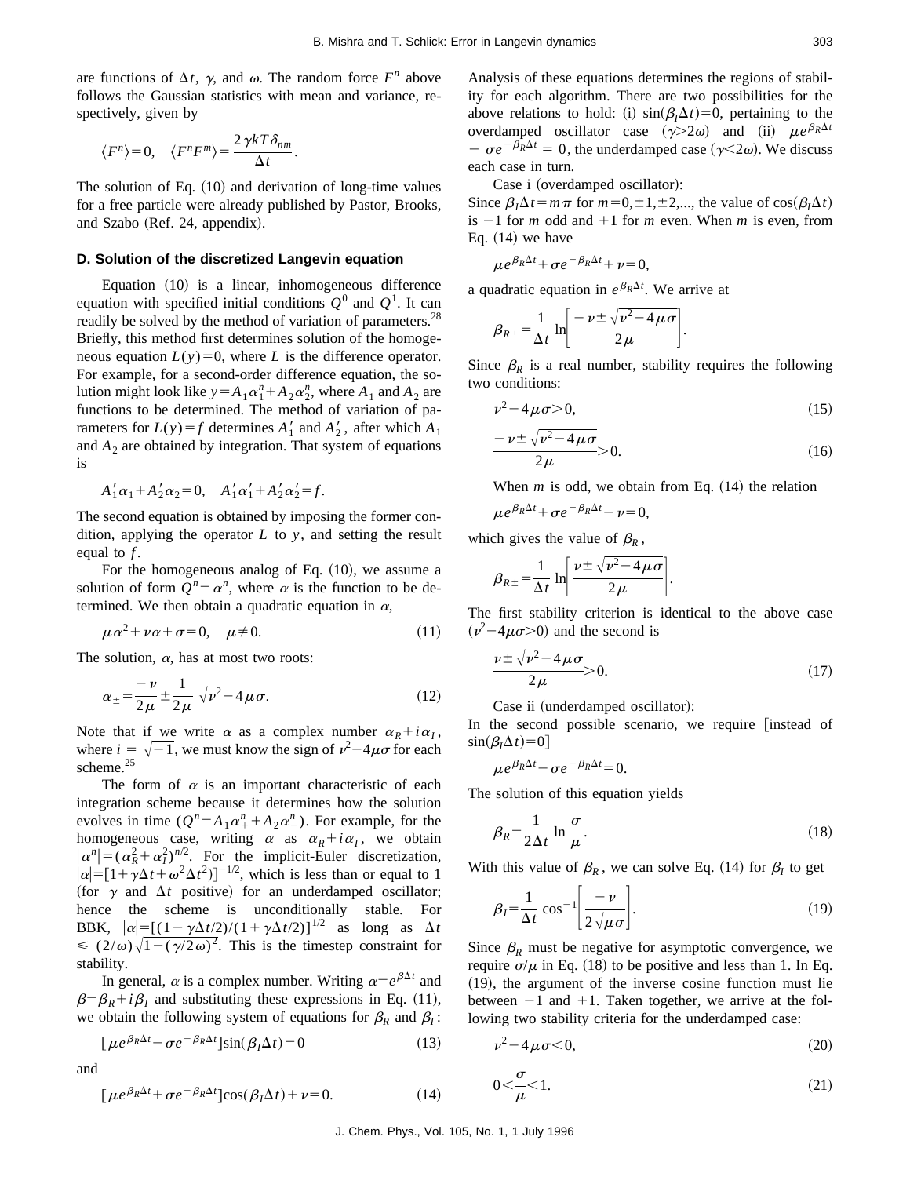are functions of $\Delta t$, $\gamma$, and $\omega$. The random force $F^n$ above follows the Gaussian statistics with mean and variance, respectively, given by

$$\langle F^n \rangle = 0, \quad \langle F^n F^m \rangle = \frac{2\gamma kT \delta_{nm}}{\Delta t}.$$

The solution of Eq. (10) and derivation of long-time values for a free particle were already published by Pastor, Brooks, and Szabo (Ref. 24, appendix).

### D. Solution of the discretized Langevin equation

Equation (10) is a linear, inhomogeneous difference equation with specified initial conditions $Q^0$ and $Q^1$. It can readily be solved by the method of variation of parameters.[28] Briefly, this method first determines solution of the homogeneous equation $L(y)=0$, where $L$ is the difference operator. For example, for a second-order difference equation, the solution might look like $y = A_1 \alpha_1^n + A_2 \alpha_2^n$, where $A_1$ and $A_2$ are functions to be determined. The method of variation of parameters for $L(y)=f$ determines $A_1'$ and $A_2'$, after which $A_1$ and $A_2$ are obtained by integration. That system of equations is

$$A_1' \alpha_1 + A_2' \alpha_2 = 0, \quad A_1' \alpha_1' + A_2' \alpha_2' = f.$$

The second equation is obtained by imposing the former condition, applying the operator $L$ to $y$, and setting the result equal to $f$.

For the homogeneous analog of Eq. (10), we assume a solution of form $Q^n = \alpha^n$, where $\alpha$ is the function to be determined. We then obtain a quadratic equation in $\alpha$,

$$\mu \alpha^2 + \nu \alpha + \sigma = 0, \quad \mu \neq 0. \tag{11}$$

The solution, $\alpha$, has at most two roots:

$$\alpha_{\pm} = \frac{-\nu}{2\mu} \pm \frac{1}{2\mu} \sqrt{\nu^2 - 4\mu\sigma}. \tag{12}$$

Note that if we write $\alpha$ as a complex number $\alpha_R + i\alpha_I$, where $i = \sqrt{-1}$, we must know the sign of $\nu^2 - 4\mu\sigma$ for each scheme.[25]

The form of $\alpha$ is an important characteristic of each integration scheme because it determines how the solution evolves in time ($Q^n = A_1 \alpha_+^n + A_2 \alpha_-^n$). For example, for the homogeneous case, writing $\alpha$ as $\alpha_R + i\alpha_I$, we obtain $|\alpha^n| = (\alpha_R^2 + \alpha_I^2)^{n/2}$. For the implicit-Euler discretization, $|\alpha| = [1 + \gamma \Delta t + \omega^2 \Delta t^2)]^{-1/2}$, which is less than or equal to 1 (for $\gamma$ and $\Delta t$ positive) for an underdamped oscillator; hence the scheme is unconditionally stable. For BBK, $|\alpha| = [(1 - \gamma\Delta t/2)/(1 + \gamma \Delta t/2)]^{1/2}$ as long as $\Delta t \leq (2/\omega)\sqrt{1 - (\gamma/2\omega)^2}$. This is the timestep constraint for stability.

In general, $\alpha$ is a complex number. Writing $\alpha = e^{\beta \Delta t}$ and $\beta = \beta_R + i\beta_I$ and substituting these expressions in Eq. (11), we obtain the following system of equations for $\beta_R$ and $\beta_I$:

$$[\mu e^{\beta_R \Delta t} - \sigma e^{-\beta_R \Delta t}] \sin(\beta_I \Delta t) = 0 \tag{13}$$

and

$$[\mu e^{\beta_R \Delta t} + \sigma e^{-\beta_R \Delta t}] \cos(\beta_I \Delta t) + \nu = 0. \tag{14}$$

Analysis of these equations determines the regions of stability for each algorithm. There are two possibilities for the above relations to hold: (i) $\sin(\beta_I \Delta t) = 0$, pertaining to the overdamped oscillator case ($\gamma > 2\omega$) and (ii) $\mu e^{\beta_R \Delta t} - \sigma e^{-\beta_R \Delta t} = 0$, the underdamped case ($\gamma < 2\omega$). We discuss each case in turn.

Case i (overdamped oscillator):
Since $\beta_I \Delta t = m\pi$ for $m = 0, \pm 1, \pm 2, \ldots$, the value of $\cos(\beta_I \Delta t)$ is $-1$ for $m$ odd and $+1$ for $m$ even. When $m$ is even, from Eq. (14) we have

$$\mu e^{\beta_R \Delta t} + \sigma e^{-\beta_R \Delta t} + \nu = 0,$$

a quadratic equation in $e^{\beta_R \Delta t}$. We arrive at

$$\beta_{R\pm} = \frac{1}{\Delta t} \ln\left[\frac{-\nu \pm \sqrt{\nu^2 - 4\mu\sigma}}{2\mu}\right].$$

Since $\beta_R$ is a real number, stability requires the following two conditions:

$$\nu^2 - 4\mu\sigma > 0, \tag{15}$$

$$\frac{-\nu \pm \sqrt{\nu^2 - 4\mu\sigma}}{2\mu} > 0. \tag{16}$$

When $m$ is odd, we obtain from Eq. (14) the relation

$$\mu e^{\beta_R \Delta t} + \sigma e^{-\beta_R \Delta t} - \nu = 0,$$

which gives the value of $\beta_R$,

$$\beta_{R\pm} = \frac{1}{\Delta t} \ln\left[\frac{\nu \pm \sqrt{\nu^2 - 4\mu\sigma}}{2\mu}\right].$$

The first stability criterion is identical to the above case ($\nu^2 - 4\mu\sigma > 0$) and the second is

$$\frac{\nu \pm \sqrt{\nu^2 - 4\mu\sigma}}{2\mu} > 0. \tag{17}$$

Case ii (underdamped oscillator):
In the second possible scenario, we require [instead of $\sin(\beta_I \Delta t) = 0$]

$$\mu e^{\beta_R \Delta t} - \sigma e^{-\beta_R \Delta t} = 0.$$

The solution of this equation yields

$$\beta_R = \frac{1}{2\Delta t} \ln \frac{\sigma}{\mu}. \tag{18}$$

With this value of $\beta_R$, we can solve Eq. (14) for $\beta_I$ to get

$$\beta_I = \frac{1}{\Delta t} \cos^{-1}\left[\frac{-\nu}{2\sqrt{\mu\sigma}}\right]. \tag{19}$$

Since $\beta_R$ must be negative for asymptotic convergence, we require $\sigma/\mu$ in Eq. (18) to be positive and less than 1. In Eq. (19), the argument of the inverse cosine function must lie between $-1$ and $+1$. Taken together, we arrive at the following two stability criteria for the underdamped case:

$$\nu^2 - 4\mu\sigma < 0, \tag{20}$$

$$0 < \frac{\sigma}{\mu} < 1. \tag{21}$$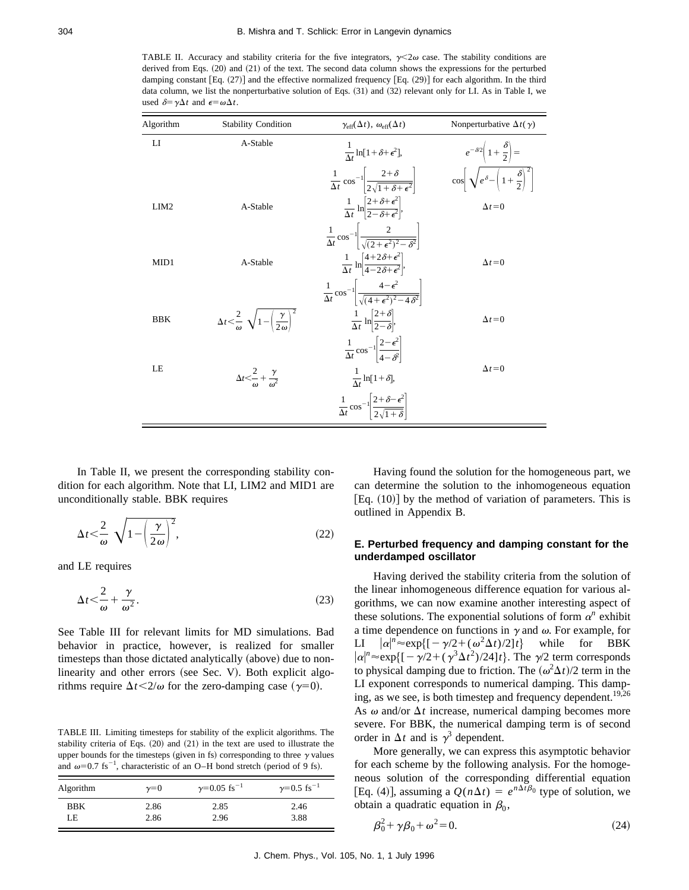TABLE II. Accuracy and stability criteria for the five integrators, $\gamma<2\omega$ case. The stability conditions are derived from Eqs. (20) and (21) of the text. The second data column shows the expressions for the perturbed damping constant [Eq. (27)] and the effective normalized frequency [Eq. (29)] for each algorithm. In the third data column, we list the nonperturbative solution of Eqs. (31) and (32) relevant only for LI. As in Table I, we used $\delta=\gamma\Delta t$ and $\epsilon=\omega\Delta t$.

| Algorithm | Stability Condition | $\gamma_{\rm eff}(\Delta t)$, $\omega_{\rm eff}(\Delta t)$ | Nonperturbative $\Delta t(\gamma)$ |
|---|---|---|---|
| LI | A-Stable | $\frac{1}{\Delta t}\ln[1+\delta+\epsilon^2]$, $\frac{1}{\Delta t}\cos^{-1}\left[\frac{2+\delta}{2\sqrt{1+\delta+\epsilon^2}}\right]$ | $e^{-\delta/2}\left(1+\frac{\delta}{2}\right)=\cos\left[\sqrt{e^{\delta}-\left(1+\frac{\delta}{2}\right)^2}\right]$ |
| LIM2 | A-Stable | $\frac{1}{\Delta t}\ln\left[\frac{2+\delta+\epsilon^2}{2-\delta+\epsilon^2}\right]$, $\frac{1}{\Delta t}\cos^{-1}\left[\frac{2}{\sqrt{(2+\epsilon^2)^2-\delta^2}}\right]$ | $\Delta t=0$ |
| MID1 | A-Stable | $\frac{1}{\Delta t}\ln\left[\frac{4+2\delta+\epsilon^2}{4-2\delta+\epsilon^2}\right]$, $\frac{1}{\Delta t}\cos^{-1}\left[\frac{4-\epsilon^2}{\sqrt{(4+\epsilon^2)^2-4\delta^2}}\right]$ | $\Delta t=0$ |
| BBK | $\Delta t<\frac{2}{\omega}\sqrt{1-\left(\frac{\gamma}{2\omega}\right)^2}$ | $\frac{1}{\Delta t}\ln\left[\frac{2+\delta}{2-\delta}\right]$, $\frac{1}{\Delta t}\cos^{-1}\left[\frac{2-\epsilon^2}{4-\delta^2}\right]$ | $\Delta t=0$ |
| LE | $\Delta t<\frac{2}{\omega}+\frac{\gamma}{\omega^2}$ | $\frac{1}{\Delta t}\ln[1+\delta]$, $\frac{1}{\Delta t}\cos^{-1}\left[\frac{2+\delta-\epsilon^2}{2\sqrt{1+\delta}}\right]$ | $\Delta t=0$ |

In Table II, we present the corresponding stability condition for each algorithm. Note that LI, LIM2 and MID1 are unconditionally stable. BBK requires

$$\Delta t<\frac{2}{\omega}\sqrt{1-\left(\frac{\gamma}{2\omega}\right)^2},\tag{22}$$

and LE requires

$$\Delta t<\frac{2}{\omega}+\frac{\gamma}{\omega^2}.\tag{23}$$

See Table III for relevant limits for MD simulations. Bad behavior in practice, however, is realized for smaller timesteps than those dictated analytically (above) due to nonlinearity and other errors (see Sec. V). Both explicit algorithms require $\Delta t<2/\omega$ for the zero-damping case ($\gamma=0$).

TABLE III. Limiting timesteps for stability of the explicit algorithms. The stability criteria of Eqs. (20) and (21) in the text are used to illustrate the upper bounds for the timesteps (given in fs) corresponding to three $\gamma$ values and $\omega=0.7\ \text{fs}^{-1}$, characteristic of an O–H bond stretch (period of 9 fs).

| Algorithm | $\gamma=0$ | $\gamma=0.05\ \text{fs}^{-1}$ | $\gamma=0.5\ \text{fs}^{-1}$ |
|---|---|---|---|
| BBK | 2.86 | 2.85 | 2.46 |
| LE | 2.86 | 2.96 | 3.88 |

Having found the solution for the homogeneous part, we can determine the solution to the inhomogeneous equation [Eq. (10)] by the method of variation of parameters. This is outlined in Appendix B.

### E. Perturbed frequency and damping constant for the underdamped oscillator

Having derived the stability criteria from the solution of the linear inhomogeneous difference equation for various algorithms, we can now examine another interesting aspect of these solutions. The exponential solutions of form $\alpha^n$ exhibit a time dependence on functions in $\gamma$ and $\omega$. For example, for LI $|\alpha|^n\approx\exp\{[-\gamma/2+(\omega^2\Delta t)/2]t\}$ while for BBK $|\alpha|^n\approx\exp\{[-\gamma/2+(\gamma^3\Delta t^2)/24]t\}$. The $\gamma/2$ term corresponds to physical damping due to friction. The $(\omega^2\Delta t)/2$ term in the LI exponent corresponds to numerical damping. This damping, as we see, is both timestep and frequency dependent.[19,26] As $\omega$ and/or $\Delta t$ increase, numerical damping becomes more severe. For BBK, the numerical damping term is of second order in $\Delta t$ and is $\gamma^3$ dependent.

More generally, we can express this asymptotic behavior for each scheme by the following analysis. For the homogeneous solution of the corresponding differential equation [Eq. (4)], assuming a $Q(n\Delta t)=e^{n\Delta t\beta_0}$ type of solution, we obtain a quadratic equation in $\beta_0$,

$$\beta_0^2+\gamma\beta_0+\omega^2=0.\tag{24}$$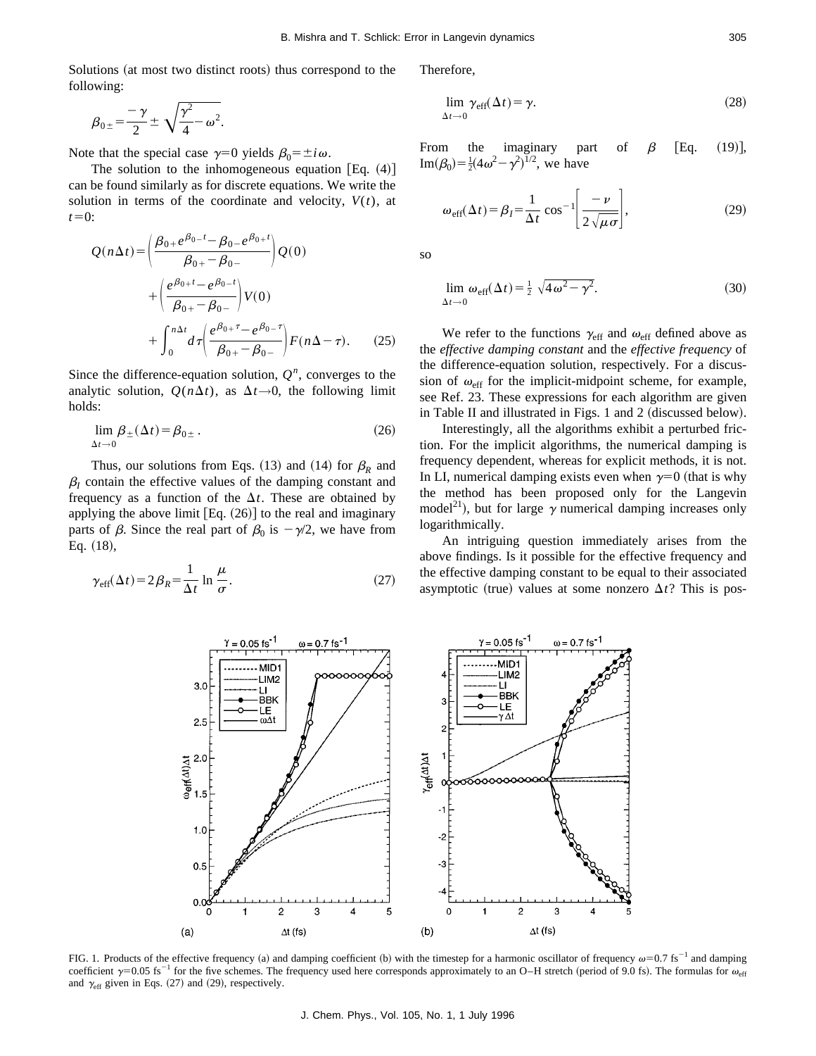Solutions (at most two distinct roots) thus correspond to the following:

$$\beta_{0\pm} = \frac{-\gamma}{2} \pm \sqrt{\frac{\gamma^2}{4} - \omega^2}.$$

Note that the special case $\gamma=0$ yields $\beta_0 = \pm i\omega$.

The solution to the inhomogeneous equation [Eq. (4)] can be found similarly as for discrete equations. We write the solution in terms of the coordinate and velocity, $V(t)$, at $t=0$:

$$Q(n\Delta t) = \left( \frac{\beta_{0+} e^{\beta_{0-} t} - \beta_{0-} e^{\beta_{0+} t}}{\beta_{0+} - \beta_{0-}} \right) Q(0) + \left( \frac{e^{\beta_{0+} t} - e^{\beta_{0-} t}}{\beta_{0+} - \beta_{0-}} \right) V(0) + \int_0^{n\Delta t} d\tau \left( \frac{e^{\beta_{0+} \tau} - e^{\beta_{0-} \tau}}{\beta_{0+} - \beta_{0-}} \right) F(n\Delta - \tau). \tag{25}$$

Since the difference-equation solution, $Q^n$, converges to the analytic solution, $Q(n\Delta t)$, as $\Delta t \to 0$, the following limit holds:

$$\lim_{\Delta t \to 0} \beta_{\pm}(\Delta t) = \beta_{0\pm}. \tag{26}$$

Thus, our solutions from Eqs. (13) and (14) for $\beta_R$ and $\beta_I$ contain the effective values of the damping constant and frequency as a function of the $\Delta t$. These are obtained by applying the above limit [Eq. (26)] to the real and imaginary parts of $\beta$. Since the real part of $\beta_0$ is $-\gamma/2$, we have from Eq. (18),

$$\gamma_{\text{eff}}(\Delta t) = 2\beta_R = \frac{1}{\Delta t} \ln \frac{\mu}{\sigma}. \tag{27}$$

Therefore,

$$\lim_{\Delta t \to 0} \gamma_{\text{eff}}(\Delta t) = \gamma. \tag{28}$$

From the imaginary part of $\beta$ [Eq. (19)], $\text{Im}(\beta_0) = \frac{1}{2}(4\omega^2 - \gamma^2)^{1/2}$, we have

$$\omega_{\text{eff}}(\Delta t) = \beta_I = \frac{1}{\Delta t} \cos^{-1}\left[ \frac{-\nu}{2\sqrt{\mu\sigma}} \right], \tag{29}$$

so

$$\lim_{\Delta t \to 0} \omega_{\text{eff}}(\Delta t) = \frac{1}{2} \sqrt{4\omega^2 - \gamma^2}. \tag{30}$$

We refer to the functions $\gamma_{\text{eff}}$ and $\omega_{\text{eff}}$ defined above as the *effective damping constant* and the *effective frequency* of the difference-equation solution, respectively. For a discussion of $\omega_{\text{eff}}$ for the implicit-midpoint scheme, for example, see Ref. 23. These expressions for each algorithm are given in Table II and illustrated in Figs. 1 and 2 (discussed below).

Interestingly, all the algorithms exhibit a perturbed friction. For the implicit algorithms, the numerical damping is frequency dependent, whereas for explicit methods, it is not. In LI, numerical damping exists even when $\gamma=0$ (that is why the method has been proposed only for the Langevin model[21]), but for large $\gamma$ numerical damping increases only logarithmically.

An intriguing question immediately arises from the above findings. Is it possible for the effective frequency and the effective damping constant to be equal to their associated asymptotic (true) values at some nonzero $\Delta t$? This is pos-

FIG. 1. Products of the effective frequency (a) and damping coefficient (b) with the timestep for a harmonic oscillator of frequency $\omega=0.7$ fs$^{-1}$ and damping coefficient $\gamma=0.05$ fs$^{-1}$ for the five schemes. The frequency used here corresponds approximately to an O–H stretch (period of 9.0 fs). The formulas for $\omega_{\text{eff}}$ and $\gamma_{\text{eff}}$ given in Eqs. (27) and (29), respectively.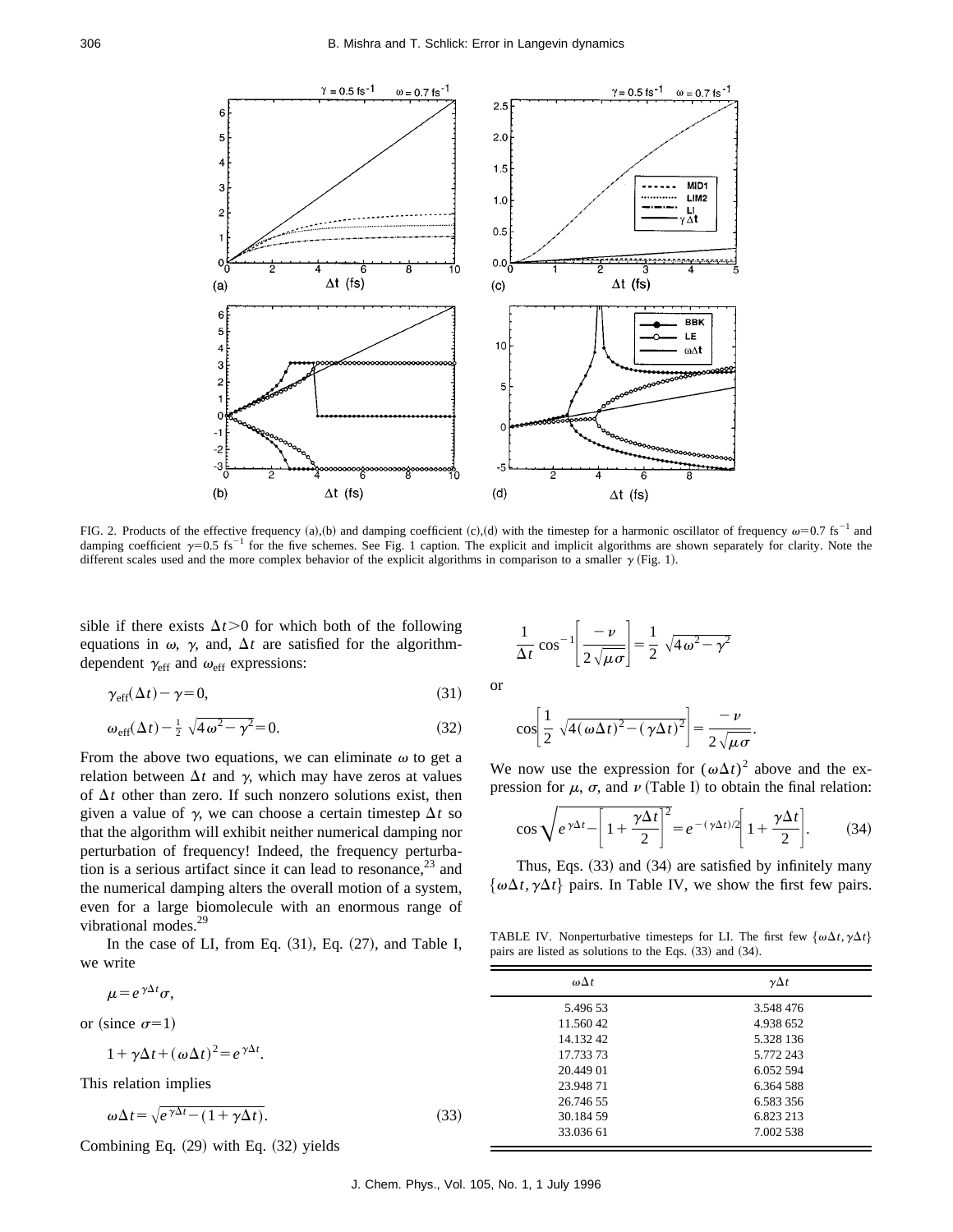FIG. 2. Products of the effective frequency (a),(b) and damping coefficient (c),(d) with the timestep for a harmonic oscillator of frequency $\omega=0.7\ \text{fs}^{-1}$ and damping coefficient $\gamma=0.5\ \text{fs}^{-1}$ for the five schemes. See Fig. 1 caption. The explicit and implicit algorithms are shown separately for clarity. Note the different scales used and the more complex behavior of the explicit algorithms in comparison to a smaller $\gamma$ (Fig. 1).

sible if there exists $\Delta t>0$ for which both of the following equations in $\omega$, $\gamma$, and, $\Delta t$ are satisfied for the algorithm-dependent $\gamma_{\text{eff}}$ and $\omega_{\text{eff}}$ expressions:

$$\gamma_{\text{eff}}(\Delta t)-\gamma=0, \tag{31}$$

$$\omega_{\text{eff}}(\Delta t)-\tfrac{1}{2}\sqrt{4\omega^2-\gamma^2}=0. \tag{32}$$

From the above two equations, we can eliminate $\omega$ to get a relation between $\Delta t$ and $\gamma$, which may have zeros at values of $\Delta t$ other than zero. If such nonzero solutions exist, then given a value of $\gamma$, we can choose a certain timestep $\Delta t$ so that the algorithm will exhibit neither numerical damping nor perturbation of frequency! Indeed, the frequency perturbation is a serious artifact since it can lead to resonance,[23] and the numerical damping alters the overall motion of a system, even for a large biomolecule with an enormous range of vibrational modes.[29]

In the case of LI, from Eq. (31), Eq. (27), and Table I, we write

$$\mu=e^{\gamma\Delta t}\sigma,$$

or (since $\sigma=1$)

$$1+\gamma\Delta t+(\omega\Delta t)^2=e^{\gamma\Delta t}.$$

This relation implies

$$\omega\Delta t=\sqrt{e^{\gamma\Delta t}-(1+\gamma\Delta t)}. \tag{33}$$

Combining Eq. (29) with Eq. (32) yields

$$\frac{1}{\Delta t}\cos^{-1}\left[\frac{-\nu}{2\sqrt{\mu\sigma}}\right]=\frac{1}{2}\sqrt{4\omega^2-\gamma^2}$$

or

$$\cos\left[\frac{1}{2}\sqrt{4(\omega\Delta t)^2-(\gamma\Delta t)^2}\right]=\frac{-\nu}{2\sqrt{\mu\sigma}}.$$

We now use the expression for $(\omega\Delta t)^2$ above and the expression for $\mu$, $\sigma$, and $\nu$ (Table I) to obtain the final relation:

$$\cos\sqrt{e^{\gamma\Delta t}-\left[1+\frac{\gamma\Delta t}{2}\right]^2}=e^{-(\gamma\Delta t)/2}\left[1+\frac{\gamma\Delta t}{2}\right]. \tag{34}$$

Thus, Eqs. (33) and (34) are satisfied by infinitely many $\{\omega\Delta t,\gamma\Delta t\}$ pairs. In Table IV, we show the first few pairs.

TABLE IV. Nonperturbative timesteps for LI. The first few $\{\omega\Delta t,\gamma\Delta t\}$ pairs are listed as solutions to the Eqs. (33) and (34).

| $\omega\Delta t$ | $\gamma\Delta t$ |
|---|---|
| 5.496 53 | 3.548 476 |
| 11.560 42 | 4.938 652 |
| 14.132 42 | 5.328 136 |
| 17.733 73 | 5.772 243 |
| 20.449 01 | 6.052 594 |
| 23.948 71 | 6.364 588 |
| 26.746 55 | 6.583 356 |
| 30.184 59 | 6.823 213 |
| 33.036 61 | 7.002 538 |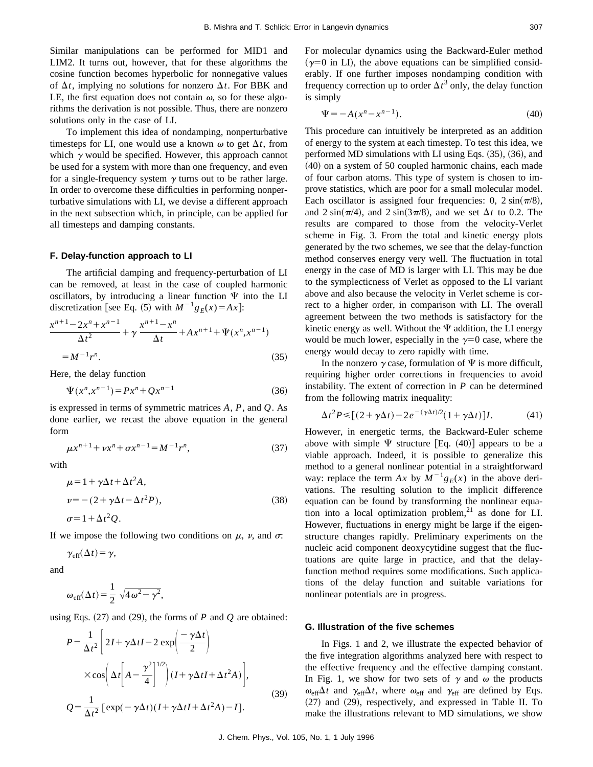Similar manipulations can be performed for MID1 and LIM2. It turns out, however, that for these algorithms the cosine function becomes hyperbolic for nonnegative values of $\Delta t$, implying no solutions for nonzero $\Delta t$. For BBK and LE, the first equation does not contain $\omega$, so for these algorithms the derivation is not possible. Thus, there are nonzero solutions only in the case of LI.

To implement this idea of nondamping, nonperturbative timesteps for LI, one would use a known $\omega$ to get $\Delta t$, from which $\gamma$ would be specified. However, this approach cannot be used for a system with more than one frequency, and even for a single-frequency system $\gamma$ turns out to be rather large. In order to overcome these difficulties in performing nonperturbative simulations with LI, we devise a different approach in the next subsection which, in principle, can be applied for all timesteps and damping constants.

### F. Delay-function approach to LI

The artificial damping and frequency-perturbation of LI can be removed, at least in the case of coupled harmonic oscillators, by introducing a linear function $\Psi$ into the LI discretization [see Eq. (5) with $M^{-1}g_E(x) = Ax$]:

$$\frac{x^{n+1} - 2x^n + x^{n-1}}{\Delta t^2} + \gamma \frac{x^{n+1} - x^n}{\Delta t} + Ax^{n+1} + \Psi(x^n, x^{n-1}) = M^{-1} r^n. \tag{35}$$

Here, the delay function

$$\Psi(x^n, x^{n-1}) = Px^n + Qx^{n-1} \tag{36}$$

is expressed in terms of symmetric matrices $A$, $P$, and $Q$. As done earlier, we recast the above equation in the general form

$$\mu x^{n+1} + \nu x^n + \sigma x^{n-1} = M^{-1} r^n, \tag{37}$$

with

$$\begin{aligned} \mu &= 1 + \gamma \Delta t + \Delta t^2 A, \\ \nu &= -(2 + \gamma \Delta t - \Delta t^2 P), \\ \sigma &= 1 + \Delta t^2 Q. \end{aligned} \tag{38}$$

If we impose the following two conditions on $\mu$, $\nu$, and $\sigma$:

$$\gamma_{\text{eff}}(\Delta t) = \gamma,$$

and

$$\omega_{\text{eff}}(\Delta t) = \frac{1}{2} \sqrt{4\omega^2 - \gamma^2},$$

using Eqs. (27) and (29), the forms of $P$ and $Q$ are obtained:

$$\begin{aligned} P &= \frac{1}{\Delta t^2} \left[ 2I + \gamma \Delta t I - 2 \exp\left( \frac{-\gamma \Delta t}{2} \right) \times \cos\left( \Delta t \left[ A - \frac{\gamma^2}{4} \right]^{1/2} \right) (I + \gamma \Delta t I + \Delta t^2 A) \right], \\ Q &= \frac{1}{\Delta t^2} \left[ \exp(-\gamma \Delta t)(I + \gamma \Delta t I + \Delta t^2 A) - I \right]. \end{aligned} \tag{39}$$

For molecular dynamics using the Backward-Euler method ($\gamma = 0$ in LI), the above equations can be simplified considerably. If one further imposes nondamping condition with frequency correction up to order $\Delta t^3$ only, the delay function is simply

$$\Psi = -A(x^n - x^{n-1}). \tag{40}$$

This procedure can intuitively be interpreted as an addition of energy to the system at each timestep. To test this idea, we performed MD simulations with LI using Eqs. (35), (36), and (40) on a system of 50 coupled harmonic chains, each made of four carbon atoms. This type of system is chosen to improve statistics, which are poor for a small molecular model. Each oscillator is assigned four frequencies: 0, $2 \sin(\pi/8)$, and $2 \sin(\pi/4)$, and $2 \sin(3\pi/8)$, and we set $\Delta t$ to 0.2. The results are compared to those from the velocity-Verlet scheme in Fig. 3. From the total and kinetic energy plots generated by the two schemes, we see that the delay-function method conserves energy very well. The fluctuation in total energy in the case of MD is larger with LI. This may be due to the symplecticness of Verlet as opposed to the LI variant above and also because the velocity in Verlet scheme is correct to a higher order, in comparison with LI. The overall agreement between the two methods is satisfactory for the kinetic energy as well. Without the $\Psi$ addition, the LI energy would be much lower, especially in the $\gamma = 0$ case, where the energy would decay to zero rapidly with time.

In the nonzero $\gamma$ case, formulation of $\Psi$ is more difficult, requiring higher order corrections in frequencies to avoid instability. The extent of correction in $P$ can be determined from the following matrix inequality:

$$\Delta t^2 P \leq [(2 + \gamma \Delta t) - 2e^{-(\gamma \Delta t)/2}(1 + \gamma \Delta t)]I. \tag{41}$$

However, in energetic terms, the Backward-Euler scheme above with simple $\Psi$ structure [Eq. (40)] appears to be a viable approach. Indeed, it is possible to generalize this method to a general nonlinear potential in a straightforward way: replace the term $Ax$ by $M^{-1}g_E(x)$ in the above derivations. The resulting solution to the implicit difference equation can be found by transforming the nonlinear equation into a local optimization problem,[21] as done for LI. However, fluctuations in energy might be large if the eigenstructure changes rapidly. Preliminary experiments on the nucleic acid component deoxycytidine suggest that the fluctuations are quite large in practice, and that the delay-function method requires some modifications. Such applications of the delay function and suitable variations for nonlinear potentials are in progress.

### G. Illustration of the five schemes

In Figs. 1 and 2, we illustrate the expected behavior of the five integration algorithms analyzed here with respect to the effective frequency and the effective damping constant. In Fig. 1, we show for two sets of $\gamma$ and $\omega$ the products $\omega_{\text{eff}} \Delta t$ and $\gamma_{\text{eff}} \Delta t$, where $\omega_{\text{eff}}$ and $\gamma_{\text{eff}}$ are defined by Eqs. (27) and (29), respectively, and expressed in Table II. To make the illustrations relevant to MD simulations, we show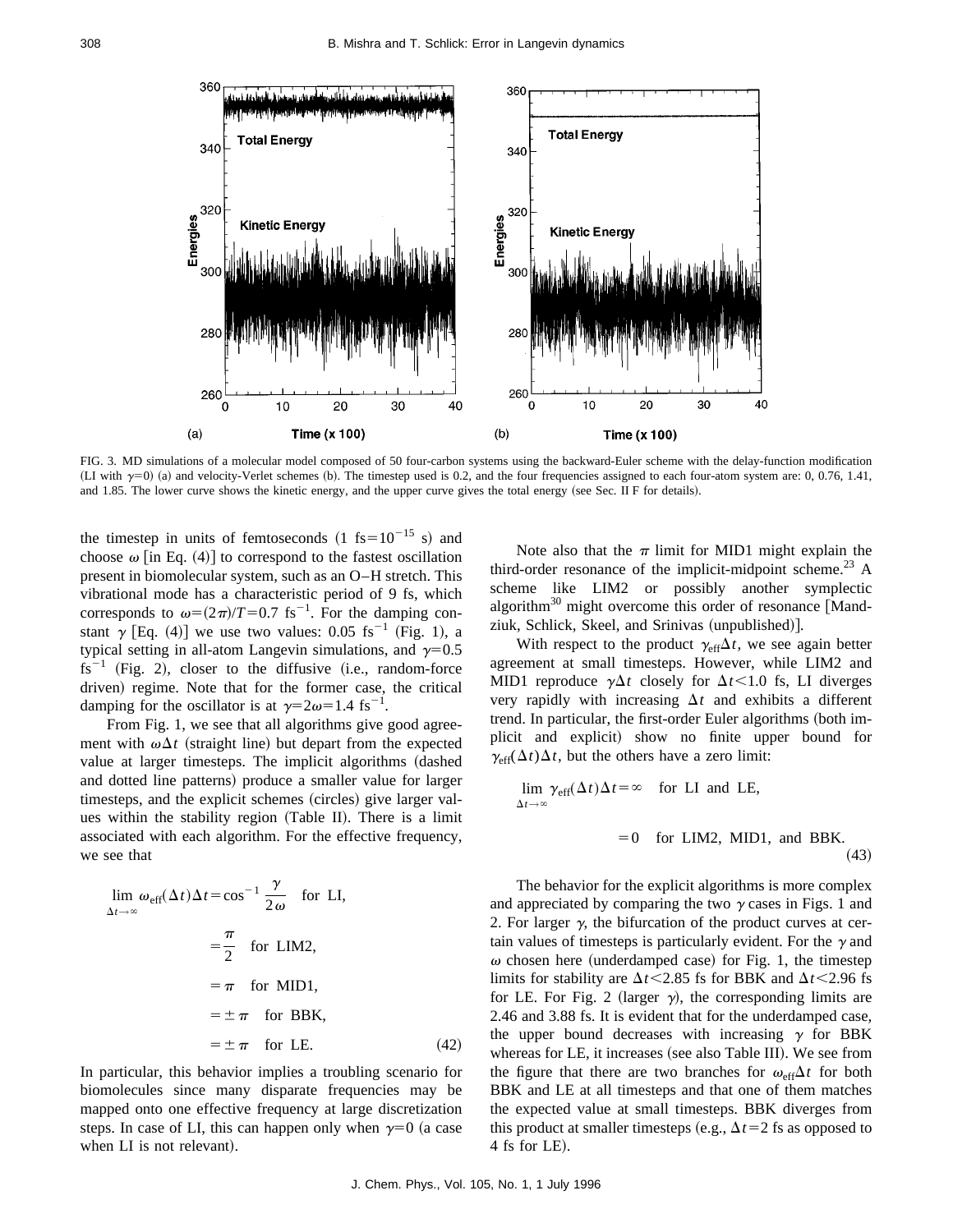FIG. 3. MD simulations of a molecular model composed of 50 four-carbon systems using the backward-Euler scheme with the delay-function modification (LI with $\gamma=0$) (a) and velocity-Verlet schemes (b). The timestep used is 0.2, and the four frequencies assigned to each four-atom system are: 0, 0.76, 1.41, and 1.85. The lower curve shows the kinetic energy, and the upper curve gives the total energy (see Sec. II F for details).

the timestep in units of femtoseconds ($1 \text{ fs}=10^{-15}$ s) and choose $\omega$ [in Eq. (4)] to correspond to the fastest oscillation present in biomolecular system, such as an O–H stretch. This vibrational mode has a characteristic period of 9 fs, which corresponds to $\omega=(2\pi)/T=0.7 \text{ fs}^{-1}$. For the damping constant $\gamma$ [Eq. (4)] we use two values: $0.05 \text{ fs}^{-1}$ (Fig. 1), a typical setting in all-atom Langevin simulations, and $\gamma=0.5 \text{ fs}^{-1}$ (Fig. 2), closer to the diffusive (i.e., random-force driven) regime. Note that for the former case, the critical damping for the oscillator is at $\gamma=2\omega=1.4 \text{ fs}^{-1}$.

From Fig. 1, we see that all algorithms give good agreement with $\omega\Delta t$ (straight line) but depart from the expected value at larger timesteps. The implicit algorithms (dashed and dotted line patterns) produce a smaller value for larger timesteps, and the explicit schemes (circles) give larger values within the stability region (Table II). There is a limit associated with each algorithm. For the effective frequency, we see that

$$
\begin{aligned}
\lim_{\Delta t\to\infty} \omega_{\text{eff}}(\Delta t)\Delta t &= \cos^{-1}\frac{\gamma}{2\omega} \quad \text{for LI,} \\
&= \frac{\pi}{2} \quad \text{for LIM2,} \\
&= \pi \quad \text{for MID1,} \\
&= \pm\pi \quad \text{for BBK,} \\
&= \pm\pi \quad \text{for LE.}
\end{aligned}
\tag{42}
$$

In particular, this behavior implies a troubling scenario for biomolecules since many disparate frequencies may be mapped onto one effective frequency at large discretization steps. In case of LI, this can happen only when $\gamma=0$ (a case when LI is not relevant).

Note also that the $\pi$ limit for MID1 might explain the third-order resonance of the implicit-midpoint scheme.[23] A scheme like LIM2 or possibly another symplectic algorithm[30] might overcome this order of resonance [Mandziuk, Schlick, Skeel, and Srinivas (unpublished)].

With respect to the product $\gamma_{\text{eff}}\Delta t$, we see again better agreement at small timesteps. However, while LIM2 and MID1 reproduce $\gamma\Delta t$ closely for $\Delta t<1.0$ fs, LI diverges very rapidly with increasing $\Delta t$ and exhibits a different trend. In particular, the first-order Euler algorithms (both implicit and explicit) show no finite upper bound for $\gamma_{\text{eff}}(\Delta t)\Delta t$, but the others have a zero limit:

$$
\begin{aligned}
\lim_{\Delta t\to\infty} \gamma_{\text{eff}}(\Delta t)\Delta t &= \infty \quad \text{for LI and LE,} \\
&= 0 \quad \text{for LIM2, MID1, and BBK.}
\end{aligned}
\tag{43}
$$

The behavior for the explicit algorithms is more complex and appreciated by comparing the two $\gamma$ cases in Figs. 1 and 2. For larger $\gamma$, the bifurcation of the product curves at certain values of timesteps is particularly evident. For the $\gamma$ and $\omega$ chosen here (underdamped case) for Fig. 1, the timestep limits for stability are $\Delta t<2.85$ fs for BBK and $\Delta t<2.96$ fs for LE. For Fig. 2 (larger $\gamma$), the corresponding limits are 2.46 and 3.88 fs. It is evident that for the underdamped case, the upper bound decreases with increasing $\gamma$ for BBK whereas for LE, it increases (see also Table III). We see from the figure that there are two branches for $\omega_{\text{eff}}\Delta t$ for both BBK and LE at all timesteps and that one of them matches the expected value at small timesteps. BBK diverges from this product at smaller timesteps (e.g., $\Delta t=2$ fs as opposed to 4 fs for LE).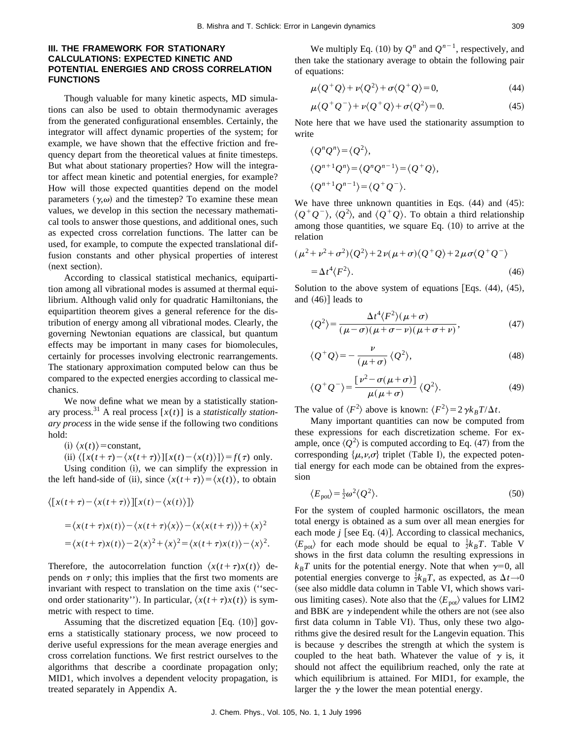## III. THE FRAMEWORK FOR STATIONARY CALCULATIONS: EXPECTED KINETIC AND POTENTIAL ENERGIES AND CROSS CORRELATION FUNCTIONS

Though valuable for many kinetic aspects, MD simulations can also be used to obtain thermodynamic averages from the generated configurational ensembles. Certainly, the integrator will affect dynamic properties of the system; for example, we have shown that the effective friction and frequency depart from the theoretical values at finite timesteps. But what about stationary properties? How will the integrator affect mean kinetic and potential energies, for example? How will those expected quantities depend on the model parameters $(\gamma,\omega)$ and the timestep? To examine these mean values, we develop in this section the necessary mathematical tools to answer those questions, and additional ones, such as expected cross correlation functions. The latter can be used, for example, to compute the expected translational diffusion constants and other physical properties of interest (next section).

According to classical statistical mechanics, equipartition among all vibrational modes is assumed at thermal equilibrium. Although valid only for quadratic Hamiltonians, the equipartition theorem gives a general reference for the distribution of energy among all vibrational modes. Clearly, the governing Newtonian equations are classical, but quantum effects may be important in many cases for biomolecules, certainly for processes involving electronic rearrangements. The stationary approximation computed below can thus be compared to the expected energies according to classical mechanics.

We now define what we mean by a statistically stationary process.[31] A real process $[x(t)]$ is a *statistically stationary process* in the wide sense if the following two conditions hold:

(i) $\langle x(t)\rangle$=constant,

(ii) $\langle [x(t+\tau)-\langle x(t+\tau)\rangle][x(t)-\langle x(t)\rangle]\rangle = f(\tau)$ only.

Using condition (i), we can simplify the expression in the left hand-side of (ii), since $\langle x(t+\tau)\rangle = \langle x(t)\rangle$, to obtain

$$
\begin{aligned}
&\langle [x(t+\tau)-\langle x(t+\tau)\rangle][x(t)-\langle x(t)\rangle]\rangle\\
&=\langle x(t+\tau)x(t)\rangle - \langle x(t+\tau)\langle x\rangle\rangle - \langle x\langle x(t+\tau)\rangle\rangle + \langle x\rangle^2\\
&=\langle x(t+\tau)x(t)\rangle - 2\langle x\rangle^2 + \langle x\rangle^2 = \langle x(t+\tau)x(t)\rangle - \langle x\rangle^2.
\end{aligned}
$$

Therefore, the autocorrelation function $\langle x(t+\tau)x(t)\rangle$ depends on $\tau$ only; this implies that the first two moments are invariant with respect to translation on the time axis ("second order stationarity"). In particular, $\langle x(t+\tau)x(t)\rangle$ is symmetric with respect to time.

Assuming that the discretized equation [Eq. (10)] governs a statistically stationary process, we now proceed to derive useful expressions for the mean average energies and cross correlation functions. We first restrict ourselves to the algorithms that describe a coordinate propagation only; MID1, which involves a dependent velocity propagation, is treated separately in Appendix A.

We multiply Eq. (10) by $Q^n$ and $Q^{n-1}$, respectively, and then take the stationary average to obtain the following pair of equations:

$$\mu\langle Q^+Q\rangle + \nu\langle Q^2\rangle + \sigma\langle Q^+Q\rangle = 0, \tag{44}$$

$$\mu\langle Q^+Q^-\rangle + \nu\langle Q^+Q\rangle + \sigma\langle Q^2\rangle = 0. \tag{45}$$

Note here that we have used the stationarity assumption to write

$$
\begin{aligned}
&\langle Q^nQ^n\rangle = \langle Q^2\rangle,\\
&\langle Q^{n+1}Q^n\rangle = \langle Q^nQ^{n-1}\rangle = \langle Q^+Q\rangle,\\
&\langle Q^{n+1}Q^{n-1}\rangle = \langle Q^+Q^-\rangle.
\end{aligned}
$$

We have three unknown quantities in Eqs. (44) and (45): $\langle Q^+Q^-\rangle$, $\langle Q^2\rangle$, and $\langle Q^+Q\rangle$. To obtain a third relationship among those quantities, we square Eq. (10) to arrive at the relation

$$
\begin{aligned}
&(\mu^2+\nu^2+\sigma^2)\langle Q^2\rangle + 2\nu(\mu+\sigma)\langle Q^+Q\rangle + 2\mu\sigma\langle Q^+Q^-\rangle\\
&=\Delta t^4\langle F^2\rangle.
\end{aligned} \tag{46}
$$

Solution to the above system of equations [Eqs. (44), (45), and (46)] leads to

$$\langle Q^2\rangle = \frac{\Delta t^4\langle F^2\rangle(\mu+\sigma)}{(\mu-\sigma)(\mu+\sigma-\nu)(\mu+\sigma+\nu)}, \tag{47}$$

$$\langle Q^+Q\rangle = -\frac{\nu}{(\mu+\sigma)}\langle Q^2\rangle, \tag{48}$$

$$\langle Q^+Q^-\rangle = \frac{[\nu^2-\sigma(\mu+\sigma)]}{\mu(\mu+\sigma)}\langle Q^2\rangle. \tag{49}$$

The value of $\langle F^2\rangle$ above is known: $\langle F^2\rangle = 2\gamma k_BT/\Delta t$.

Many important quantities can now be computed from these expressions for each discretization scheme. For example, once $\langle Q^2\rangle$ is computed according to Eq. (47) from the corresponding $\{\mu,\nu,\sigma\}$ triplet (Table I), the expected potential energy for each mode can be obtained from the expression

$$\langle E_{\text{pot}}\rangle = \tfrac{1}{2}\omega^2\langle Q^2\rangle. \tag{50}$$

For the system of coupled harmonic oscillators, the mean total energy is obtained as a sum over all mean energies for each mode $j$ [see Eq. (4)]. According to classical mechanics, $\langle E_{\text{pot}}\rangle$ for each mode should be equal to $\frac{1}{2}k_BT$. Table V shows in the first data column the resulting expressions in $k_BT$ units for the potential energy. Note that when $\gamma=0$, all potential energies converge to $\frac{1}{2}k_BT$, as expected, as $\Delta t\rightarrow 0$ (see also middle data column in Table VI, which shows various limiting cases). Note also that the $\langle E_{\text{pot}}\rangle$ values for LIM2 and BBK are $\gamma$ independent while the others are not (see also first data column in Table VI). Thus, only these two algorithms give the desired result for the Langevin equation. This is because $\gamma$ describes the strength at which the system is coupled to the heat bath. Whatever the value of $\gamma$ is, it should not affect the equilibrium reached, only the rate at which equilibrium is attained. For MID1, for example, the larger the $\gamma$ the lower the mean potential energy.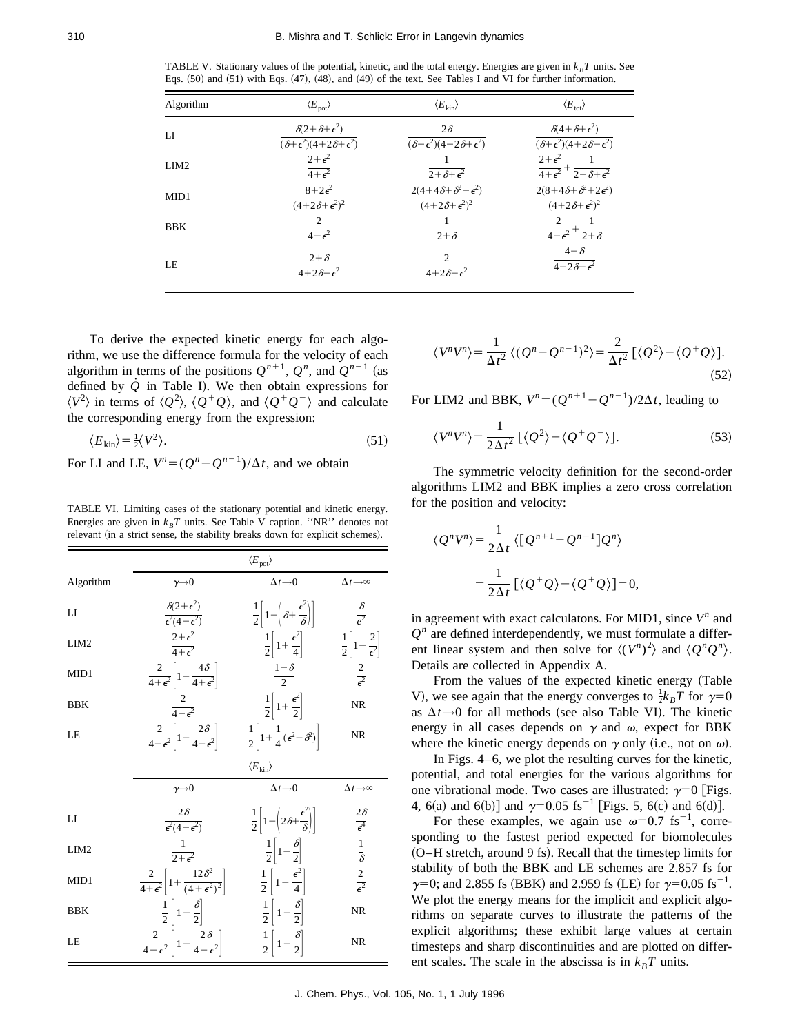TABLE V. Stationary values of the potential, kinetic, and the total energy. Energies are given in $k_BT$ units. See Eqs. (50) and (51) with Eqs. (47), (48), and (49) of the text. See Tables I and VI for further information.

| Algorithm | $\langle E_{\rm pot}\rangle$ | $\langle E_{\rm kin}\rangle$ | $\langle E_{\rm tot}\rangle$ |
|---|---|---|---|
| LI | $\dfrac{\delta(2+\delta+\epsilon^2)}{(\delta+\epsilon^2)(4+2\delta+\epsilon^2)}$ | $\dfrac{2\delta}{(\delta+\epsilon^2)(4+2\delta+\epsilon^2)}$ | $\dfrac{\delta(4+\delta+\epsilon^2)}{(\delta+\epsilon^2)(4+2\delta+\epsilon^2)}$ |
| LIM2 | $\dfrac{2+\epsilon^2}{4+\epsilon^2}$ | $\dfrac{1}{2+\delta+\epsilon^2}$ | $\dfrac{2+\epsilon^2}{4+\epsilon^2}+\dfrac{1}{2+\delta+\epsilon^2}$ |
| MID1 | $\dfrac{8+2\epsilon^2}{(4+2\delta+\epsilon^2)^2}$ | $\dfrac{2(4+4\delta+\delta^2+\epsilon^2)}{(4+2\delta+\epsilon^2)^2}$ | $\dfrac{2(8+4\delta+\delta^2+2\epsilon^2)}{(4+2\delta+\epsilon^2)^2}$ |
| BBK | $\dfrac{2}{4-\epsilon^2}$ | $\dfrac{1}{2+\delta}$ | $\dfrac{2}{4-\epsilon^2}+\dfrac{1}{2+\delta}$ |
| LE | $\dfrac{2+\delta}{4+2\delta-\epsilon^2}$ | $\dfrac{2}{4+2\delta-\epsilon^2}$ | $\dfrac{4+\delta}{4+2\delta-\epsilon^2}$ |

TABLE VI. Limiting cases of the stationary potential and kinetic energy. Energies are given in $k_BT$ units. See Table V caption. ''NR'' denotes not relevant (in a strict sense, the stability breaks down for explicit schemes).

| | $\langle E_{\rm pot}\rangle$ | | |
|---|---|---|---|
| Algorithm | $\gamma\to 0$ | $\Delta t\to 0$ | $\Delta t\to\infty$ |
| LI | $\dfrac{\delta(2+\epsilon^2)}{\epsilon^2(4+\epsilon^2)}$ | $\dfrac{1}{2}\left[1-\left(\delta+\dfrac{\epsilon^2}{\delta}\right)\right]$ | $\dfrac{\delta}{\epsilon^2}$ |
| LIM2 | $\dfrac{2+\epsilon^2}{4+\epsilon^2}$ | $\dfrac{1}{2}\left[1+\dfrac{\epsilon^2}{4}\right]$ | $\dfrac{1}{2}\left[1-\dfrac{2}{\epsilon^2}\right]$ |
| MID1 | $\dfrac{2}{4+\epsilon^2}\left[1-\dfrac{4\delta}{4+\epsilon^2}\right]$ | $\dfrac{1-\delta}{2}$ | $\dfrac{2}{\epsilon^2}$ |
| BBK | $\dfrac{2}{4-\epsilon^2}$ | $\dfrac{1}{2}\left[1+\dfrac{\epsilon^2}{2}\right]$ | NR |
| LE | $\dfrac{2}{4-\epsilon^2}\left[1-\dfrac{2\delta}{4-\epsilon^2}\right]$ | $\dfrac{1}{2}\left[1+\dfrac{1}{4}(\epsilon^2-\delta^2)\right]$ | NR |
| | $\langle E_{\rm kin}\rangle$ | | |
| | $\gamma\to 0$ | $\Delta t\to 0$ | $\Delta t\to\infty$ |
| LI | $\dfrac{2\delta}{\epsilon^2(4+\epsilon^2)}$ | $\dfrac{1}{2}\left[1-\left(2\delta+\dfrac{\epsilon^2}{\delta}\right)\right]$ | $\dfrac{2\delta}{\epsilon^4}$ |
| LIM2 | $\dfrac{1}{2+\epsilon^2}$ | $\dfrac{1}{2}\left[1-\dfrac{\delta}{2}\right]$ | $\dfrac{1}{\delta}$ |
| MID1 | $\dfrac{2}{4+\epsilon^2}\left[1+\dfrac{12\delta^2}{(4+\epsilon^2)^2}\right]$ | $\dfrac{1}{2}\left[1-\dfrac{\epsilon^2}{4}\right]$ | $\dfrac{2}{\epsilon^2}$ |
| BBK | $\dfrac{1}{2}\left[1-\dfrac{\delta}{2}\right]$ | $\dfrac{1}{2}\left[1-\dfrac{\delta}{2}\right]$ | NR |
| LE | $\dfrac{2}{4-\epsilon^2}\left[1-\dfrac{2\delta}{4-\epsilon^2}\right]$ | $\dfrac{1}{2}\left[1-\dfrac{\delta}{2}\right]$ | NR |

To derive the expected kinetic energy for each algorithm, we use the difference formula for the velocity of each algorithm in terms of the positions $Q^{n+1}$, $Q^n$, and $Q^{n-1}$ (as defined by $\dot{Q}$ in Table I). We then obtain expressions for $\langle V^2\rangle$ in terms of $\langle Q^2\rangle$, $\langle Q^+Q\rangle$, and $\langle Q^+Q^-\rangle$ and calculate the corresponding energy from the expression:

$$\langle E_{\rm kin}\rangle=\tfrac{1}{2}\langle V^2\rangle. \tag{51}$$

For LI and LE, $V^n=(Q^n-Q^{n-1})/\Delta t$, and we obtain

$$\langle V^nV^n\rangle=\frac{1}{\Delta t^2}\,\langle (Q^n-Q^{n-1})^2\rangle=\frac{2}{\Delta t^2}\,[\langle Q^2\rangle-\langle Q^+Q\rangle]. \tag{52}$$

For LIM2 and BBK, $V^n=(Q^{n+1}-Q^{n-1})/2\Delta t$, leading to

$$\langle V^nV^n\rangle=\frac{1}{2\Delta t^2}\,[\langle Q^2\rangle-\langle Q^+Q^-\rangle]. \tag{53}$$

The symmetric velocity definition for the second-order algorithms LIM2 and BBK implies a zero cross correlation for the position and velocity:

$$\langle Q^nV^n\rangle=\frac{1}{2\Delta t}\,\langle [Q^{n+1}-Q^{n-1}]Q^n\rangle=\frac{1}{2\Delta t}\,[\langle Q^+Q\rangle-\langle Q^+Q\rangle]=0,$$

in agreement with exact calculatons. For MID1, since $V^n$ and $Q^n$ are defined interdependently, we must formulate a different linear system and then solve for $\langle (V^n)^2\rangle$ and $\langle Q^nQ^n\rangle$. Details are collected in Appendix A.

From the values of the expected kinetic energy (Table V), we see again that the energy converges to $\frac{1}{2}k_BT$ for $\gamma=0$ as $\Delta t\to 0$ for all methods (see also Table VI). The kinetic energy in all cases depends on $\gamma$ and $\omega$, expect for BBK where the kinetic energy depends on $\gamma$ only (i.e., not on $\omega$).

In Figs. 4–6, we plot the resulting curves for the kinetic, potential, and total energies for the various algorithms for one vibrational mode. Two cases are illustrated: $\gamma=0$ [Figs. 4, 6(a) and 6(b)] and $\gamma=0.05$ fs$^{-1}$ [Figs. 5, 6(c) and 6(d)].

For these examples, we again use $\omega=0.7$ fs$^{-1}$, corresponding to the fastest period expected for biomolecules (O–H stretch, around 9 fs). Recall that the timestep limits for stability of both the BBK and LE schemes are 2.857 fs for $\gamma=0$; and 2.855 fs (BBK) and 2.959 fs (LE) for $\gamma=0.05$ fs$^{-1}$. We plot the energy means for the implicit and explicit algorithms on separate curves to illustrate the patterns of the explicit algorithms; these exhibit large values at certain timesteps and sharp discontinuities and are plotted on different scales. The scale in the abscissa is in $k_BT$ units.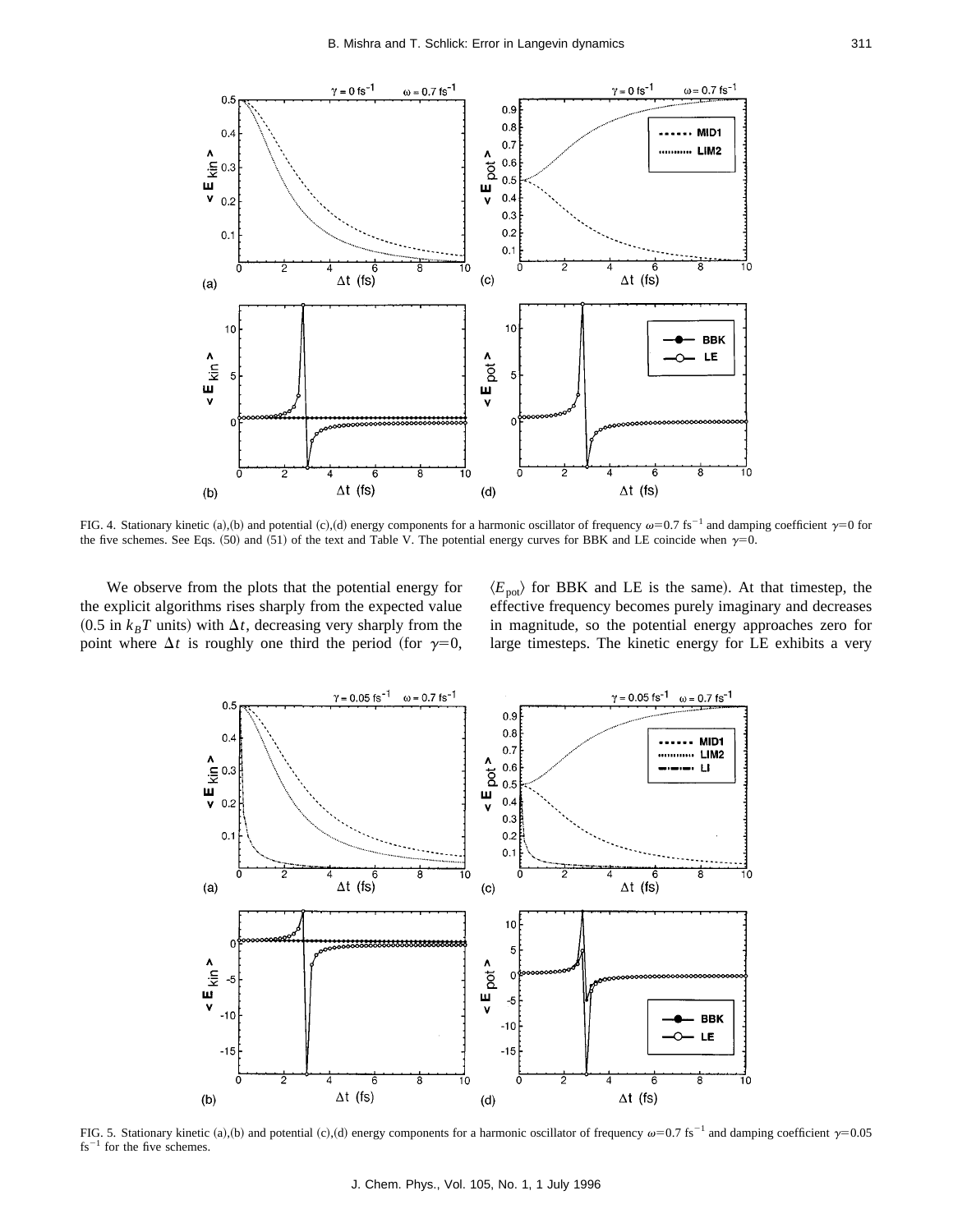FIG. 4. Stationary kinetic (a),(b) and potential (c),(d) energy components for a harmonic oscillator of frequency $\omega$=0.7 fs$^{-1}$ and damping coefficient $\gamma$=0 for the five schemes. See Eqs. (50) and (51) of the text and Table V. The potential energy curves for BBK and LE coincide when $\gamma$=0.

We observe from the plots that the potential energy for the explicit algorithms rises sharply from the expected value (0.5 in $k_B T$ units) with $\Delta t$, decreasing very sharply from the point where $\Delta t$ is roughly one third the period (for $\gamma$=0, $\langle E_{\rm pot} \rangle$ for BBK and LE is the same). At that timestep, the effective frequency becomes purely imaginary and decreases in magnitude, so the potential energy approaches zero for large timesteps. The kinetic energy for LE exhibits a very

FIG. 5. Stationary kinetic (a),(b) and potential (c),(d) energy components for a harmonic oscillator of frequency $\omega$=0.7 fs$^{-1}$ and damping coefficient $\gamma$=0.05 fs$^{-1}$ for the five schemes.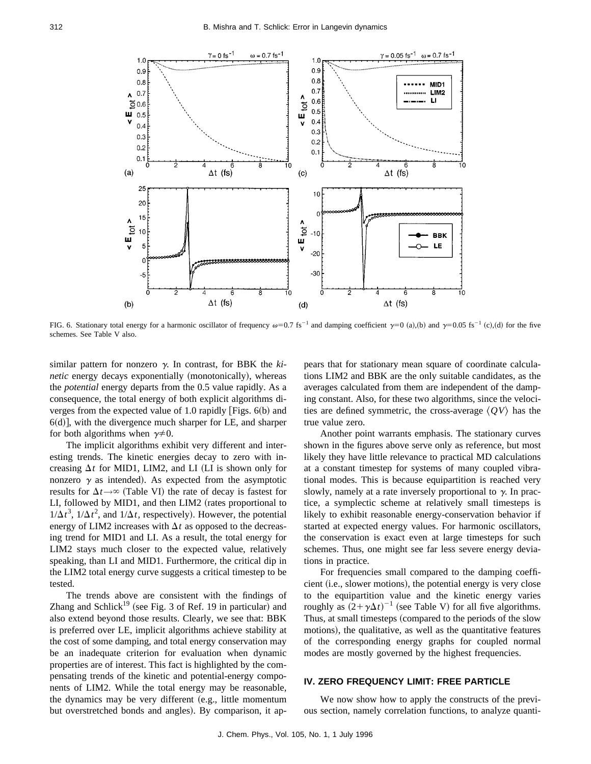FIG. 6. Stationary total energy for a harmonic oscillator of frequency $\omega=0.7$ fs$^{-1}$ and damping coefficient $\gamma=0$ (a),(b) and $\gamma=0.05$ fs$^{-1}$ (c),(d) for the five schemes. See Table V also.

similar pattern for nonzero $\gamma$. In contrast, for BBK the *kinetic* energy decays exponentially (monotonically), whereas the *potential* energy departs from the 0.5 value rapidly. As a consequence, the total energy of both explicit algorithms diverges from the expected value of 1.0 rapidly [Figs. 6(b) and 6(d)], with the divergence much sharper for LE, and sharper for both algorithms when $\gamma\neq 0$.

The implicit algorithms exhibit very different and interesting trends. The kinetic energies decay to zero with increasing $\Delta t$ for MID1, LIM2, and LI (LI is shown only for nonzero $\gamma$ as intended). As expected from the asymptotic results for $\Delta t \rightarrow \infty$ (Table VI) the rate of decay is fastest for LI, followed by MID1, and then LIM2 (rates proportional to $1/\Delta t^3$, $1/\Delta t^2$, and $1/\Delta t$, respectively). However, the potential energy of LIM2 increases with $\Delta t$ as opposed to the decreasing trend for MID1 and LI. As a result, the total energy for LIM2 stays much closer to the expected value, relatively speaking, than LI and MID1. Furthermore, the critical dip in the LIM2 total energy curve suggests a critical timestep to be tested.

The trends above are consistent with the findings of Zhang and Schlick[19] (see Fig. 3 of Ref. 19 in particular) and also extend beyond those results. Clearly, we see that: BBK is preferred over LE, implicit algorithms achieve stability at the cost of some damping, and total energy conservation may be an inadequate criterion for evaluation when dynamic properties are of interest. This fact is highlighted by the compensating trends of the kinetic and potential-energy components of LIM2. While the total energy may be reasonable, the dynamics may be very different (e.g., little momentum but overstretched bonds and angles). By comparison, it appears that for stationary mean square of coordinate calculations LIM2 and BBK are the only suitable candidates, as the averages calculated from them are independent of the damping constant. Also, for these two algorithms, since the velocities are defined symmetric, the cross-average $\langle QV \rangle$ has the true value zero.

Another point warrants emphasis. The stationary curves shown in the figures above serve only as reference, but most likely they have little relevance to practical MD calculations at a constant timestep for systems of many coupled vibrational modes. This is because equipartition is reached very slowly, namely at a rate inversely proportional to $\gamma$. In practice, a symplectic scheme at relatively small timesteps is likely to exhibit reasonable energy-conservation behavior if started at expected energy values. For harmonic oscillators, the conservation is exact even at large timesteps for such schemes. Thus, one might see far less severe energy deviations in practice.

For frequencies small compared to the damping coefficient (i.e., slower motions), the potential energy is very close to the equipartition value and the kinetic energy varies roughly as $(2+\gamma \Delta t)^{-1}$ (see Table V) for all five algorithms. Thus, at small timesteps (compared to the periods of the slow motions), the qualitative, as well as the quantitative features of the corresponding energy graphs for coupled normal modes are mostly governed by the highest frequencies.

## IV. ZERO FREQUENCY LIMIT: FREE PARTICLE

We now show how to apply the constructs of the previous section, namely correlation functions, to analyze quanti-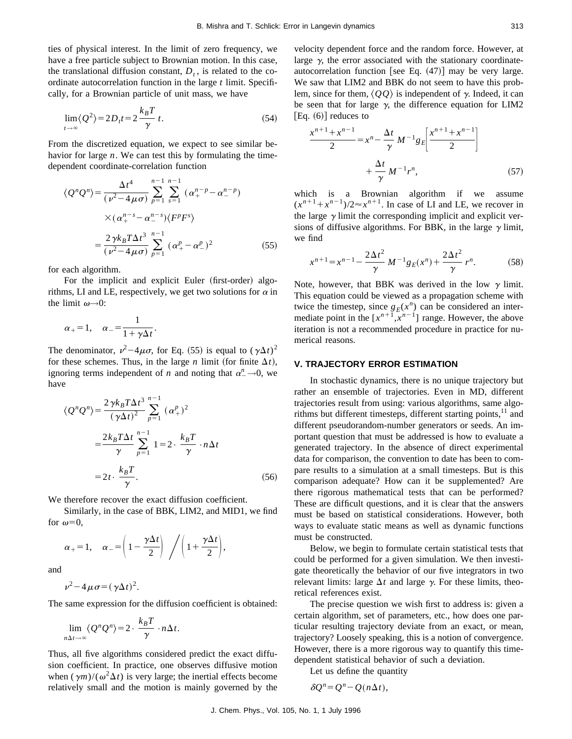ties of physical interest. In the limit of zero frequency, we have a free particle subject to Brownian motion. In this case, the translational diffusion constant, $D_t$, is related to the coordinate autocorrelation function in the large $t$ limit. Specifically, for a Brownian particle of unit mass, we have

$$\lim_{t\to\infty}\langle Q^2\rangle = 2D_t t = 2\,\frac{k_B T}{\gamma}\,t. \tag{54}$$

From the discretized equation, we expect to see similar behavior for large $n$. We can test this by formulating the time-dependent coordinate-correlation function

$$\begin{aligned}\langle Q^n Q^n\rangle &= \frac{\Delta t^4}{(\nu^2-4\mu\sigma)}\sum_{p=1}^{n-1}\sum_{s=1}^{n-1}(\alpha_+^{n-p}-\alpha_-^{n-p})\\ &\quad\times(\alpha_+^{n-s}-\alpha_-^{n-s})\langle F^p F^s\rangle\\ &= \frac{2\gamma k_B T \Delta t^3}{(\nu^2-4\mu\sigma)}\sum_{p=1}^{n-1}(\alpha_+^p-\alpha_-^p)^2\end{aligned} \tag{55}$$

for each algorithm.

For the implicit and explicit Euler (first-order) algorithms, LI and LE, respectively, we get two solutions for $\alpha$ in the limit $\omega\to 0$:

$$\alpha_+ = 1, \quad \alpha_- = \frac{1}{1+\gamma\Delta t}.$$

The denominator, $\nu^2-4\mu\sigma$, for Eq. (55) is equal to $(\gamma\Delta t)^2$ for these schemes. Thus, in the large $n$ limit (for finite $\Delta t$), ignoring terms independent of $n$ and noting that $\alpha_-^n\to 0$, we have

$$\begin{aligned}\langle Q^n Q^n\rangle &= \frac{2\gamma k_B T\Delta t^3}{(\gamma\Delta t)^2}\sum_{p=1}^{n-1}(\alpha_+^p)^2\\ &= \frac{2k_B T\Delta t}{\gamma}\sum_{p=1}^{n-1}1 = 2\cdot\frac{k_B T}{\gamma}\cdot n\Delta t\\ &= 2t\cdot\frac{k_B T}{\gamma}.\end{aligned} \tag{56}$$

We therefore recover the exact diffusion coefficient.

Similarly, in the case of BBK, LIM2, and MID1, we find for $\omega=0$,

$$\alpha_+ = 1, \quad \alpha_- = \left(1-\frac{\gamma\Delta t}{2}\right)\bigg/\left(1+\frac{\gamma\Delta t}{2}\right),$$

and

$$\nu^2-4\mu\sigma = (\gamma\Delta t)^2.$$

The same expression for the diffusion coefficient is obtained:

$$\lim_{n\Delta t\to\infty}\langle Q^n Q^n\rangle = 2\cdot\frac{k_B T}{\gamma}\cdot n\Delta t.$$

Thus, all five algorithms considered predict the exact diffusion coefficient. In practice, one observes diffusive motion when $(\gamma m)/(\omega^2\Delta t)$ is very large; the inertial effects become relatively small and the motion is mainly governed by the velocity dependent force and the random force. However, at large $\gamma$, the error associated with the stationary coordinate-autocorrelation function [see Eq. (47)] may be very large. We saw that LIM2 and BBK do not seem to have this problem, since for them, $\langle QQ\rangle$ is independent of $\gamma$. Indeed, it can be seen that for large $\gamma$, the difference equation for LIM2 [Eq. (6)] reduces to

$$\frac{x^{n+1}+x^{n-1}}{2} = x^n - \frac{\Delta t}{\gamma}M^{-1}g_E\left[\frac{x^{n+1}+x^{n-1}}{2}\right] + \frac{\Delta t}{\gamma}M^{-1}r^n, \tag{57}$$

which is a Brownian algorithm if we assume $(x^{n+1}+x^{n-1})/2\approx x^{n+1}$. In case of LI and LE, we recover in the large $\gamma$ limit the corresponding implicit and explicit versions of diffusive algorithms. For BBK, in the large $\gamma$ limit, we find

$$x^{n+1} = x^{n-1} - \frac{2\Delta t^2}{\gamma}M^{-1}g_E(x^n) + \frac{2\Delta t^2}{\gamma}r^n. \tag{58}$$

Note, however, that BBK was derived in the low $\gamma$ limit. This equation could be viewed as a propagation scheme with twice the timestep, since $g_E(x^n)$ can be considered an intermediate point in the $[x^{n+1},x^{n-1}]$ range. However, the above iteration is not a recommended procedure in practice for numerical reasons.

## V. TRAJECTORY ERROR ESTIMATION

In stochastic dynamics, there is no unique trajectory but rather an ensemble of trajectories. Even in MD, different trajectories result from using: various algorithms, same algorithms but different timesteps, different starting points,[11] and different pseudorandom-number generators or seeds. An important question that must be addressed is how to evaluate a generated trajectory. In the absence of direct experimental data for comparison, the convention to date has been to compare results to a simulation at a small timesteps. But is this comparison adequate? How can it be supplemented? Are there rigorous mathematical tests that can be performed? These are difficult questions, and it is clear that the answers must be based on statistical considerations. However, both ways to evaluate static means as well as dynamic functions must be constructed.

Below, we begin to formulate certain statistical tests that could be performed for a given simulation. We then investigate theoretically the behavior of our five integrators in two relevant limits: large $\Delta t$ and large $\gamma$. For these limits, theoretical references exist.

The precise question we wish first to address is: given a certain algorithm, set of parameters, etc., how does one particular resulting trajectory deviate from an exact, or mean, trajectory? Loosely speaking, this is a notion of convergence. However, there is a more rigorous way to quantify this time-dependent statistical behavior of such a deviation.

Let us define the quantity

$$\delta Q^n = Q^n - Q(n\Delta t),$$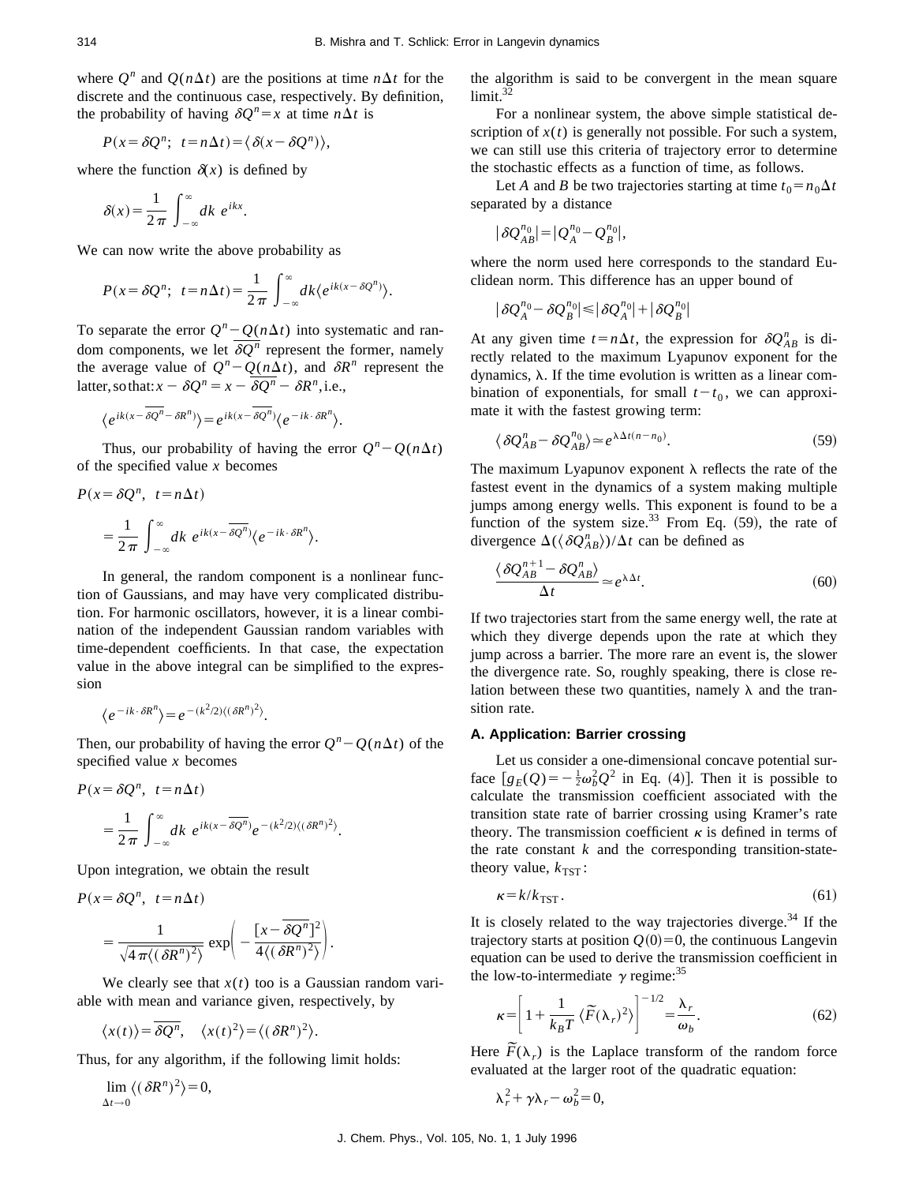where $Q^n$ and $Q(n\Delta t)$ are the positions at time $n\Delta t$ for the discrete and the continuous case, respectively. By definition, the probability of having $\delta Q^n = x$ at time $n\Delta t$ is

$$P(x=\delta Q^n;\ \ t=n\Delta t)=\langle \delta(x-\delta Q^n)\rangle,$$

where the function $\delta(x)$ is defined by

$$\delta(x)=\frac{1}{2\pi}\int_{-\infty}^{\infty} dk\ e^{ikx}.$$

We can now write the above probability as

$$P(x=\delta Q^n;\ \ t=n\Delta t)=\frac{1}{2\pi}\int_{-\infty}^{\infty} dk\langle e^{ik(x-\delta Q^n)}\rangle.$$

To separate the error $Q^n - Q(n\Delta t)$ into systematic and random components, we let $\overline{\delta Q^n}$ represent the former, namely the average value of $Q^n - Q(n\Delta t)$, and $\delta R^n$ represent the latter, so that: $x-\delta Q^n = x - \overline{\delta Q^n} - \delta R^n$, i.e.,

$$\langle e^{ik(x-\overline{\delta Q^n}-\delta R^n)}\rangle = e^{ik(x-\overline{\delta Q^n})}\langle e^{-ik\cdot \delta R^n}\rangle.$$

Thus, our probability of having the error $Q^n - Q(n\Delta t)$ of the specified value $x$ becomes

$$P(x=\delta Q^n,\ \ t=n\Delta t)$$
$$=\frac{1}{2\pi}\int_{-\infty}^{\infty} dk\ e^{ik(x-\overline{\delta Q^n})}\langle e^{-ik\cdot \delta R^n}\rangle.$$

In general, the random component is a nonlinear function of Gaussians, and may have very complicated distribution. For harmonic oscillators, however, it is a linear combination of the independent Gaussian random variables with time-dependent coefficients. In that case, the expectation value in the above integral can be simplified to the expression

$$\langle e^{-ik\cdot \delta R^n}\rangle = e^{-(k^2/2)\langle(\delta R^n)^2\rangle}.$$

Then, our probability of having the error $Q^n - Q(n\Delta t)$ of the specified value $x$ becomes

$$P(x=\delta Q^n,\ \ t=n\Delta t)$$
$$=\frac{1}{2\pi}\int_{-\infty}^{\infty} dk\ e^{ik(x-\overline{\delta Q^n})}e^{-(k^2/2)\langle(\delta R^n)^2\rangle}.$$

Upon integration, we obtain the result

$$P(x=\delta Q^n,\ \ t=n\Delta t)$$
$$=\frac{1}{\sqrt{4\pi\langle(\delta R^n)^2\rangle}}\exp\left(-\frac{[x-\overline{\delta Q^n}]^2}{4\langle(\delta R^n)^2\rangle}\right).$$

We clearly see that $x(t)$ too is a Gaussian random variable with mean and variance given, respectively, by

$$\langle x(t)\rangle = \overline{\delta Q^n},\quad \langle x(t)^2\rangle = \langle(\delta R^n)^2\rangle.$$

Thus, for any algorithm, if the following limit holds:

$$\lim_{\Delta t\to 0}\langle(\delta R^n)^2\rangle = 0,$$

the algorithm is said to be convergent in the mean square limit.[32]

For a nonlinear system, the above simple statistical description of $x(t)$ is generally not possible. For such a system, we can still use this criteria of trajectory error to determine the stochastic effects as a function of time, as follows.

Let $A$ and $B$ be two trajectories starting at time $t_0 = n_0\Delta t$ separated by a distance

$$|\delta Q_{AB}^{n_0}| = |Q_A^{n_0} - Q_B^{n_0}|,$$

where the norm used here corresponds to the standard Euclidean norm. This difference has an upper bound of

$$|\delta Q_A^{n_0} - \delta Q_B^{n_0}| \leqslant |\delta Q_A^{n_0}| + |\delta Q_B^{n_0}|$$

At any given time $t=n\Delta t$, the expression for $\delta Q_{AB}^n$ is directly related to the maximum Lyapunov exponent for the dynamics, $\lambda$. If the time evolution is written as a linear combination of exponentials, for small $t-t_0$, we can approximate it with the fastest growing term:

$$\langle \delta Q_{AB}^n - \delta Q_{AB}^{n_0}\rangle \simeq e^{\lambda\Delta t(n-n_0)}. \tag{59}$$

The maximum Lyapunov exponent $\lambda$ reflects the rate of the fastest event in the dynamics of a system making multiple jumps among energy wells. This exponent is found to be a function of the system size.[33] From Eq. (59), the rate of divergence $\Delta(\langle\delta Q_{AB}^n\rangle)/\Delta t$ can be defined as

$$\frac{\langle \delta Q_{AB}^{n+1} - \delta Q_{AB}^n\rangle}{\Delta t} \simeq e^{\lambda\Delta t}. \tag{60}$$

If two trajectories start from the same energy well, the rate at which they diverge depends upon the rate at which they jump across a barrier. The more rare an event is, the slower the divergence rate. So, roughly speaking, there is close relation between these two quantities, namely $\lambda$ and the transition rate.

### A. Application: Barrier crossing

Let us consider a one-dimensional concave potential surface $[g_E(Q) = -\frac{1}{2}\omega_b^2 Q^2$ in Eq. (4)]. Then it is possible to calculate the transmission coefficient associated with the transition state rate of barrier crossing using Kramer's rate theory. The transmission coefficient $\kappa$ is defined in terms of the rate constant $k$ and the corresponding transition-state-theory value, $k_{\mathrm{TST}}$:

$$\kappa = k/k_{\mathrm{TST}}. \tag{61}$$

It is closely related to the way trajectories diverge.[34] If the trajectory starts at position $Q(0)=0$, the continuous Langevin equation can be used to derive the transmission coefficient in the low-to-intermediate $\gamma$ regime:[35]

$$\kappa = \left[1 + \frac{1}{k_B T}\langle \tilde{F}(\lambda_r)^2\rangle\right]^{-1/2} = \frac{\lambda_r}{\omega_b}. \tag{62}$$

Here $\tilde{F}(\lambda_r)$ is the Laplace transform of the random force evaluated at the larger root of the quadratic equation:

$$\lambda_r^2 + \gamma\lambda_r - \omega_b^2 = 0,$$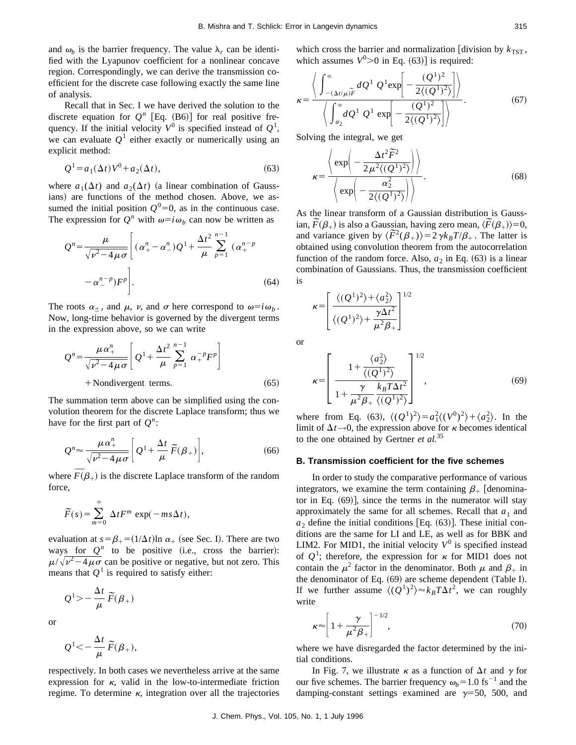and $\omega_b$ is the barrier frequency. The value $\lambda_r$ can be identified with the Lyapunov coefficient for a nonlinear concave region. Correspondingly, we can derive the transmission coefficient for the discrete case following exactly the same line of analysis.

Recall that in Sec. I we have derived the solution to the discrete equation for $Q^n$ [Eq. (B6)] for real positive frequency. If the initial velocity $V^0$ is specified instead of $Q^1$, we can evaluate $Q^1$ either exactly or numerically using an explicit method:

$$Q^1 = a_1(\Delta t)V^0 + a_2(\Delta t), \tag{63}$$

where $a_1(\Delta t)$ and $a_2(\Delta t)$ (a linear combination of Gaussians) are functions of the method chosen. Above, we assumed the initial position $Q^0=0$, as in the continuous case. The expression for $Q^n$ with $\omega = i\omega_b$ can now be written as

$$Q^n = \frac{\mu}{\sqrt{\nu^2 - 4\mu\sigma}}\left[(\alpha_+^n - \alpha_-^n)Q^1 + \frac{\Delta t^2}{\mu}\sum_{p=1}^{n-1}(\alpha_+^{n-p} - \alpha_-^{n-p})F^p\right]. \tag{64}$$

The roots $\alpha_\pm$, and $\mu$, $\nu$, and $\sigma$ here correspond to $\omega = i\omega_b$. Now, long-time behavior is governed by the divergent terms in the expression above, so we can write

$$Q^n = \frac{\mu\alpha_+^n}{\sqrt{\nu^2 - 4\mu\sigma}}\left[Q^1 + \frac{\Delta t^2}{\mu}\sum_{p=1}^{n-1}\alpha_+^{-p}F^p\right] + \text{Nondivergent terms.} \tag{65}$$

The summation term above can be simplified using the convolution theorem for the discrete Laplace transform; thus we have for the first part of $Q^n$:

$$Q^n \approx \frac{\mu\alpha_+^n}{\sqrt{\nu^2 - 4\mu\sigma}}\left[Q^1 + \frac{\Delta t}{\mu}\widetilde{F}(\beta_+)\right], \tag{66}$$

where $\overline{F}(\beta_+)$ is the discrete Laplace transform of the random force,

$$\widetilde{F}(s) = \sum_{m=0}^{\infty}\Delta t F^m \exp(-ms\Delta t),$$

evaluation at $s = \beta_+ = (1/\Delta t)\ln\alpha_+$ (see Sec. I). There are two ways for $Q^n$ to be positive (i.e., cross the barrier): $\mu/\sqrt{\nu^2 - 4\mu\sigma}$ can be positive or negative, but not zero. This means that $Q^1$ is required to satisfy either:

$$Q^1 > -\frac{\Delta t}{\mu}\widetilde{F}(\beta_+)$$

or

$$Q^1 < -\frac{\Delta t}{\mu}\widetilde{F}(\beta_+),$$

respectively. In both cases we nevertheless arrive at the same expression for $\kappa$, valid in the low-to-intermediate friction regime. To determine $\kappa$, integration over all the trajectories which cross the barrier and normalization [division by $k_{\text{TST}}$, which assumes $V^0>0$ in Eq. (63)] is required:

$$\kappa = \frac{\left\langle \int_{-(\Delta t/\mu)\widetilde{F}}^{\infty} dQ^1\, Q^1 \exp\left[-\frac{(Q^1)^2}{2\langle (Q^1)^2\rangle}\right]\right\rangle}{\left\langle \int_{a_2}^{\infty} dQ^1\, Q^1 \exp\left[-\frac{(Q^1)^2}{2\langle (Q^1)^2\rangle}\right]\right\rangle}. \tag{67}$$

Solving the integral, we get

$$\kappa = \frac{\left\langle \exp\left(-\frac{\Delta t^2 \widetilde{F}^2}{2\mu^2\langle (Q^1)^2\rangle}\right)\right\rangle}{\left\langle \exp\left(-\frac{\alpha_2^2}{2\langle (Q^1)^2\rangle}\right)\right\rangle}. \tag{68}$$

As the linear transform of a Gaussian distribution is Gaussian, $\widetilde{F}(\beta_+)$ is also a Gaussian, having zero mean, $\langle \widetilde{F}(\beta_+)\rangle = 0$, and variance given by $\langle \widetilde{F}^2(\beta_+)\rangle = 2\gamma k_B T/\beta_+$. The latter is obtained using convolution theorem from the autocorrelation function of the random force. Also, $a_2$ in Eq. (63) is a linear combination of Gaussians. Thus, the transmission coefficient is

$$\kappa = \left[\frac{\langle (Q^1)^2\rangle + \langle a_2^2\rangle}{\langle (Q^1)^2\rangle + \frac{\gamma\Delta t^2}{\mu^2\beta_+}}\right]^{1/2}$$

or

$$\kappa = \left[\frac{1 + \frac{\langle a_2^2\rangle}{\langle (Q^1)^2\rangle}}{1 + \frac{\gamma}{\mu^2\beta_+}\frac{k_B T\Delta t^2}{\langle (Q^1)^2\rangle}}\right]^{1/2}, \tag{69}$$

where from Eq. (63), $\langle (Q^1)^2\rangle = a_1^2\langle (V^0)^2\rangle + \langle a_2^2\rangle$. In the limit of $\Delta t \to 0$, the expression above for $\kappa$ becomes identical to the one obtained by Gertner *et al.*[35]

### B. Transmission coefficient for the five schemes

In order to study the comparative performance of various integrators, we examine the term containing $\beta_+$ [denominator in Eq. (69)], since the terms in the numerator will stay approximately the same for all schemes. Recall that $a_1$ and $a_2$ define the initial conditions [Eq. (63)]. These initial conditions are the same for LI and LE, as well as for BBK and LIM2. For MID1, the initial velocity $V^0$ is specified instead of $Q^1$; therefore, the expression for $\kappa$ for MID1 does not contain the $\mu^2$ factor in the denominator. Both $\mu$ and $\beta_+$ in the denominator of Eq. (69) are scheme dependent (Table I). If we further assume $\langle (Q^1)^2\rangle \approx k_B T\Delta t^2$, we can roughly write

$$\kappa \approx \left[1 + \frac{\gamma}{\mu^2\beta_+}\right]^{-1/2}, \tag{70}$$

where we have disregarded the factor determined by the initial conditions.

In Fig. 7, we illustrate $\kappa$ as a function of $\Delta t$ and $\gamma$ for our five schemes. The barrier frequency $\omega_b = 1.0\ \text{fs}^{-1}$ and the damping-constant settings examined are $\gamma = 50$, 500, and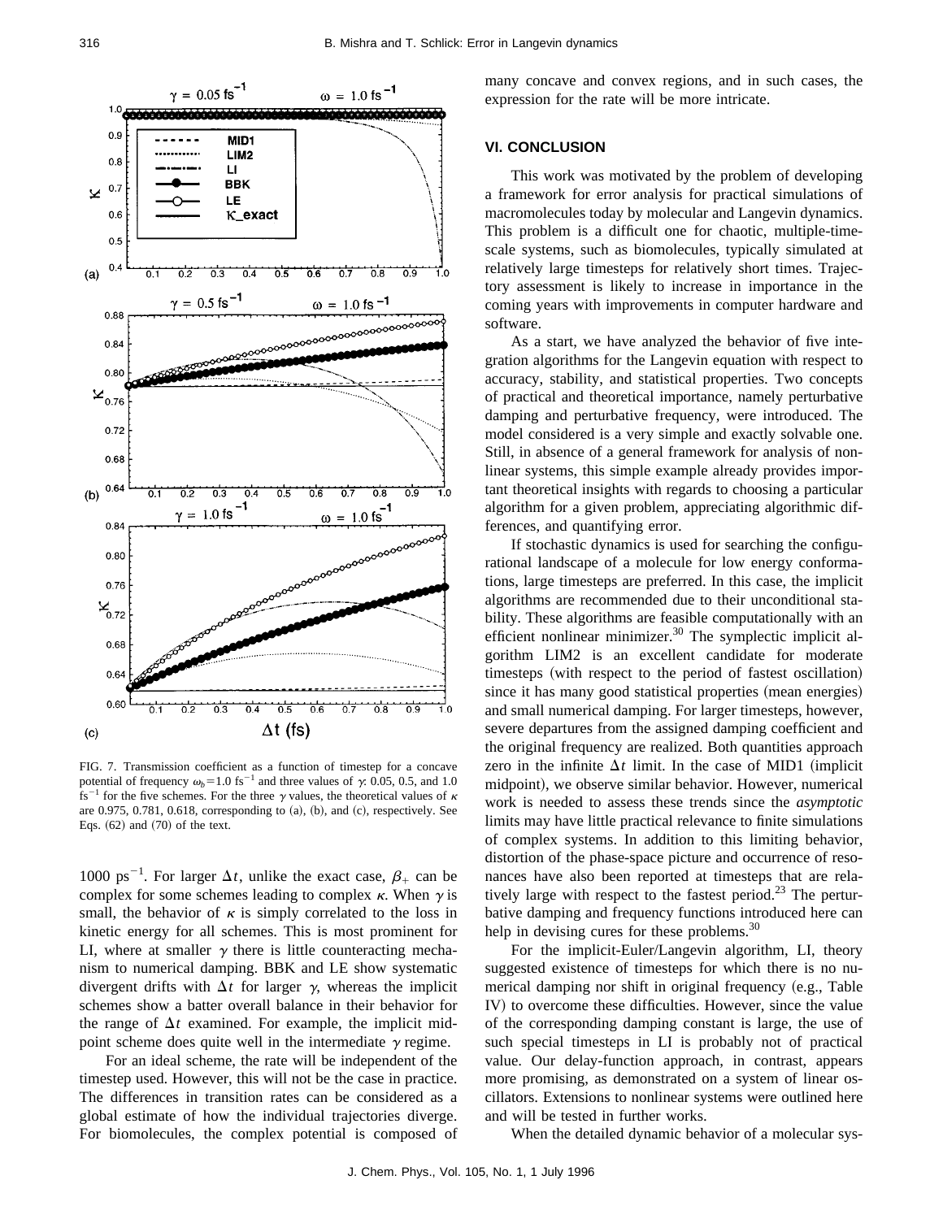FIG. 7. Transmission coefficient as a function of timestep for a concave potential of frequency $\omega_b = 1.0\ \text{fs}^{-1}$ and three values of $\gamma$: 0.05, 0.5, and 1.0 $\text{fs}^{-1}$ for the five schemes. For the three $\gamma$ values, the theoretical values of $\kappa$ are 0.975, 0.781, 0.618, corresponding to (a), (b), and (c), respectively. See Eqs. (62) and (70) of the text.

1000 $\text{ps}^{-1}$. For larger $\Delta t$, unlike the exact case, $\beta_+$ can be complex for some schemes leading to complex $\kappa$. When $\gamma$ is small, the behavior of $\kappa$ is simply correlated to the loss in kinetic energy for all schemes. This is most prominent for LI, where at smaller $\gamma$ there is little counteracting mechanism to numerical damping. BBK and LE show systematic divergent drifts with $\Delta t$ for larger $\gamma$, whereas the implicit schemes show a batter overall balance in their behavior for the range of $\Delta t$ examined. For example, the implicit midpoint scheme does quite well in the intermediate $\gamma$ regime.

For an ideal scheme, the rate will be independent of the timestep used. However, this will not be the case in practice. The differences in transition rates can be considered as a global estimate of how the individual trajectories diverge. For biomolecules, the complex potential is composed of many concave and convex regions, and in such cases, the expression for the rate will be more intricate.

## VI. CONCLUSION

This work was motivated by the problem of developing a framework for error analysis for practical simulations of macromolecules today by molecular and Langevin dynamics. This problem is a difficult one for chaotic, multiple-timescale systems, such as biomolecules, typically simulated at relatively large timesteps for relatively short times. Trajectory assessment is likely to increase in importance in the coming years with improvements in computer hardware and software.

As a start, we have analyzed the behavior of five integration algorithms for the Langevin equation with respect to accuracy, stability, and statistical properties. Two concepts of practical and theoretical importance, namely perturbative damping and perturbative frequency, were introduced. The model considered is a very simple and exactly solvable one. Still, in absence of a general framework for analysis of nonlinear systems, this simple example already provides important theoretical insights with regards to choosing a particular algorithm for a given problem, appreciating algorithmic differences, and quantifying error.

If stochastic dynamics is used for searching the configurational landscape of a molecule for low energy conformations, large timesteps are preferred. In this case, the implicit algorithms are recommended due to their unconditional stability. These algorithms are feasible computationally with an efficient nonlinear minimizer.[30] The symplectic implicit algorithm LIM2 is an excellent candidate for moderate timesteps (with respect to the period of fastest oscillation) since it has many good statistical properties (mean energies) and small numerical damping. For larger timesteps, however, severe departures from the assigned damping coefficient and the original frequency are realized. Both quantities approach zero in the infinite $\Delta t$ limit. In the case of MID1 (implicit midpoint), we observe similar behavior. However, numerical work is needed to assess these trends since the *asymptotic* limits may have little practical relevance to finite simulations of complex systems. In addition to this limiting behavior, distortion of the phase-space picture and occurrence of resonances have also been reported at timesteps that are relatively large with respect to the fastest period.[23] The perturbative damping and frequency functions introduced here can help in devising cures for these problems.[30]

For the implicit-Euler/Langevin algorithm, LI, theory suggested existence of timesteps for which there is no numerical damping nor shift in original frequency (e.g., Table IV) to overcome these difficulties. However, since the value of the corresponding damping constant is large, the use of such special timesteps in LI is probably not of practical value. Our delay-function approach, in contrast, appears more promising, as demonstrated on a system of linear oscillators. Extensions to nonlinear systems were outlined here and will be tested in further works.

When the detailed dynamic behavior of a molecular sys-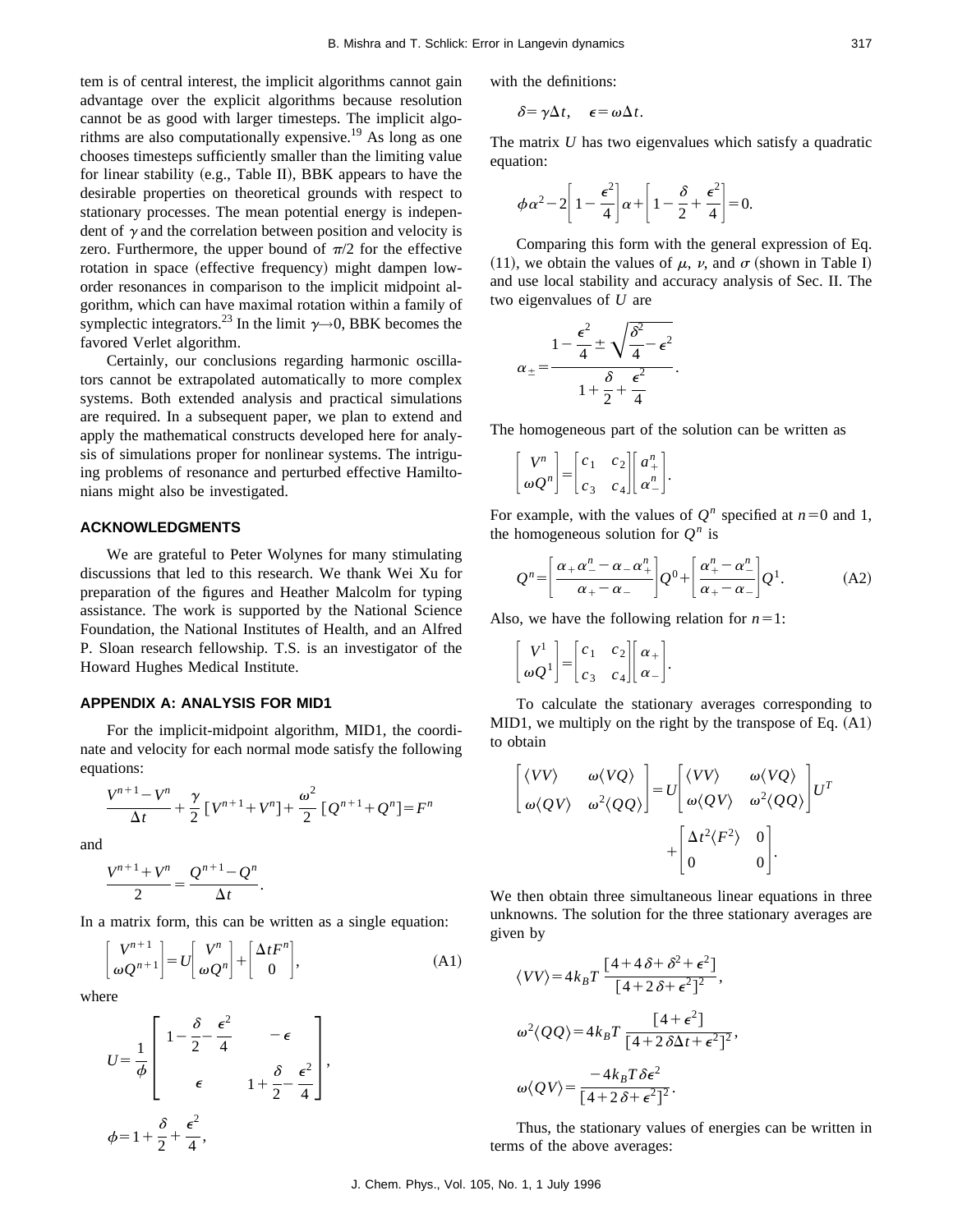tem is of central interest, the implicit algorithms cannot gain advantage over the explicit algorithms because resolution cannot be as good with larger timesteps. The implicit algorithms are also computationally expensive.[19] As long as one chooses timesteps sufficiently smaller than the limiting value for linear stability (e.g., Table II), BBK appears to have the desirable properties on theoretical grounds with respect to stationary processes. The mean potential energy is independent of $\gamma$ and the correlation between position and velocity is zero. Furthermore, the upper bound of $\pi/2$ for the effective rotation in space (effective frequency) might dampen low-order resonances in comparison to the implicit midpoint algorithm, which can have maximal rotation within a family of symplectic integrators.[23] In the limit $\gamma \to 0$, BBK becomes the favored Verlet algorithm.

Certainly, our conclusions regarding harmonic oscillators cannot be extrapolated automatically to more complex systems. Both extended analysis and practical simulations are required. In a subsequent paper, we plan to extend and apply the mathematical constructs developed here for analysis of simulations proper for nonlinear systems. The intriguing problems of resonance and perturbed effective Hamiltonians might also be investigated.

## ACKNOWLEDGMENTS

We are grateful to Peter Wolynes for many stimulating discussions that led to this research. We thank Wei Xu for preparation of the figures and Heather Malcolm for typing assistance. The work is supported by the National Science Foundation, the National Institutes of Health, and an Alfred P. Sloan research fellowship. T.S. is an investigator of the Howard Hughes Medical Institute.

## APPENDIX A: ANALYSIS FOR MID1

For the implicit-midpoint algorithm, MID1, the coordinate and velocity for each normal mode satisfy the following equations:

$$\frac{V^{n+1}-V^n}{\Delta t}+\frac{\gamma}{2}\left[V^{n+1}+V^n\right]+\frac{\omega^2}{2}\left[Q^{n+1}+Q^n\right]=F^n$$

and

$$\frac{V^{n+1}+V^n}{2}=\frac{Q^{n+1}-Q^n}{\Delta t}.$$

In a matrix form, this can be written as a single equation:

$$\begin{bmatrix} V^{n+1} \\ \omega Q^{n+1} \end{bmatrix} = U \begin{bmatrix} V^{n} \\ \omega Q^{n} \end{bmatrix} + \begin{bmatrix} \Delta t F^n \\ 0 \end{bmatrix}, \tag{A1}$$

where

$$U=\frac{1}{\phi}\begin{bmatrix} 1-\dfrac{\delta}{2}-\dfrac{\epsilon^2}{4} & -\epsilon \\ \epsilon & 1+\dfrac{\delta}{2}-\dfrac{\epsilon^2}{4} \end{bmatrix},$$

$$\phi = 1+\frac{\delta}{2}+\frac{\epsilon^2}{4},$$

with the definitions:

$$\delta = \gamma \Delta t, \quad \epsilon = \omega \Delta t.$$

The matrix $U$ has two eigenvalues which satisfy a quadratic equation:

$$\phi \alpha^2 - 2\left[1-\frac{\epsilon^2}{4}\right]\alpha + \left[1-\frac{\delta}{2}+\frac{\epsilon^2}{4}\right]=0.$$

Comparing this form with the general expression of Eq. (11), we obtain the values of $\mu$, $\nu$, and $\sigma$ (shown in Table I) and use local stability and accuracy analysis of Sec. II. The two eigenvalues of $U$ are

$$\alpha_{\pm} = \frac{1-\dfrac{\epsilon^2}{4} \pm \sqrt{\dfrac{\delta^2}{4}-\epsilon^2}}{1+\dfrac{\delta}{2}+\dfrac{\epsilon^2}{4}}.$$

The homogeneous part of the solution can be written as

$$\begin{bmatrix} V^{n} \\ \omega Q^{n} \end{bmatrix} = \begin{bmatrix} c_1 & c_2 \\ c_3 & c_4 \end{bmatrix} \begin{bmatrix} a_+^n \\ \alpha_-^n \end{bmatrix}.$$

For example, with the values of $Q^n$ specified at $n=0$ and 1, the homogeneous solution for $Q^n$ is

$$Q^n = \left[\frac{\alpha_+\alpha_-^n - \alpha_-\alpha_+^n}{\alpha_+ - \alpha_-}\right]Q^0 + \left[\frac{\alpha_+^n - \alpha_-^n}{\alpha_+ - \alpha_-}\right]Q^1. \tag{A2}$$

Also, we have the following relation for $n=1$:

$$\begin{bmatrix} V^{1} \\ \omega Q^{1} \end{bmatrix} = \begin{bmatrix} c_1 & c_2 \\ c_3 & c_4 \end{bmatrix} \begin{bmatrix} \alpha_+ \\ \alpha_- \end{bmatrix}.$$

To calculate the stationary averages corresponding to MID1, we multiply on the right by the transpose of Eq. (A1) to obtain

$$\begin{bmatrix} \langle VV \rangle & \omega\langle VQ \rangle \\ \omega\langle QV \rangle & \omega^2\langle QQ \rangle \end{bmatrix} = U \begin{bmatrix} \langle VV \rangle & \omega\langle VQ \rangle \\ \omega\langle QV \rangle & \omega^2\langle QQ \rangle \end{bmatrix} U^T + \begin{bmatrix} \Delta t^2 \langle F^2 \rangle & 0 \\ 0 & 0 \end{bmatrix}.$$

We then obtain three simultaneous linear equations in three unknowns. The solution for the three stationary averages are given by

$$\langle VV \rangle = 4k_BT\,\frac{\left[4+4\delta+\delta^2+\epsilon^2\right]}{\left[4+2\delta+\epsilon^2\right]^2},$$

$$\omega^2\langle QQ \rangle = 4k_BT\,\frac{\left[4+\epsilon^2\right]}{\left[4+2\delta\Delta t+\epsilon^2\right]^2},$$

$$\omega\langle QV \rangle = \frac{-4k_BT\delta\epsilon^2}{\left[4+2\delta+\epsilon^2\right]^2}.$$

Thus, the stationary values of energies can be written in terms of the above averages: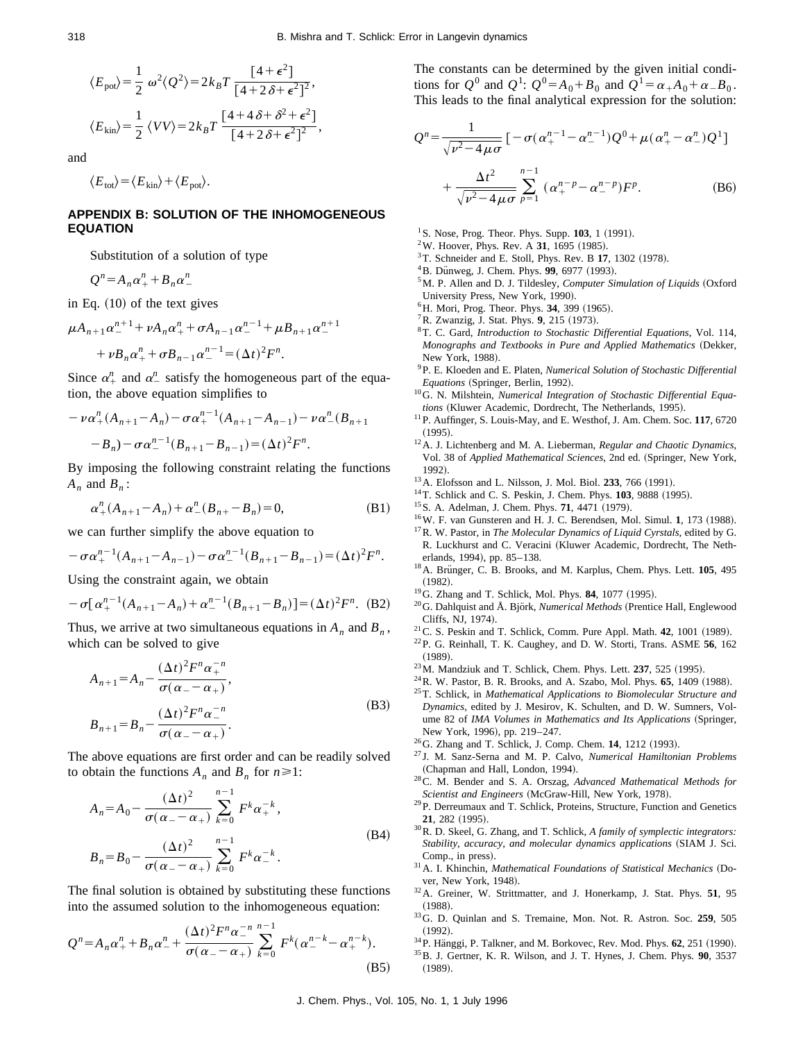$$\langle E_{\rm pot}\rangle = \frac{1}{2}\,\omega^2\langle Q^2\rangle = 2k_BT\,\frac{[4+\epsilon^2]}{[4+2\delta+\epsilon^2]^2},$$

$$\langle E_{\rm kin}\rangle = \frac{1}{2}\,\langle VV\rangle = 2k_BT\,\frac{[4+4\delta+\delta^2+\epsilon^2]}{[4+2\delta+\epsilon^2]^2},$$

and

$$\langle E_{\rm tot}\rangle = \langle E_{\rm kin}\rangle + \langle E_{\rm pot}\rangle.$$

## APPENDIX B: SOLUTION OF THE INHOMOGENEOUS EQUATION

Substitution of a solution of type

$$Q^n = A_n\alpha_+^n + B_n\alpha_-^n$$

in Eq. (10) of the text gives

$$\mu A_{n+1}\alpha_-^{n+1} + \nu A_n\alpha_+^n + \sigma A_{n-1}\alpha_-^{n-1} + \mu B_{n+1}\alpha_-^{n+1} + \nu B_n\alpha_+^n + \sigma B_{n-1}\alpha_-^{n-1} = (\Delta t)^2F^n.$$

Since $\alpha_+^n$ and $\alpha_-^n$ satisfy the homogeneous part of the equation, the above equation simplifies to

$$-\nu\alpha_+^n(A_{n+1}-A_n) - \sigma\alpha_+^{n-1}(A_{n+1}-A_{n-1}) - \nu\alpha_-^n(B_{n+1} - B_n) - \sigma\alpha_-^{n-1}(B_{n+1}-B_{n-1}) = (\Delta t)^2F^n.$$

By imposing the following constraint relating the functions $A_n$ and $B_n$:

$$\alpha_+^n(A_{n+1}-A_n) + \alpha_-^n(B_{n+}-B_n) = 0, \tag{B1}$$

we can further simplify the above equation to

$$-\sigma\alpha_+^{n-1}(A_{n+1}-A_{n-1}) - \sigma\alpha_-^{n-1}(B_{n+1}-B_{n-1}) = (\Delta t)^2F^n.$$

Using the constraint again, we obtain

$$-\sigma[\alpha_+^{n-1}(A_{n+1}-A_n) + \alpha_-^{n-1}(B_{n+1}-B_n)] = (\Delta t)^2F^n. \tag{B2}$$

Thus, we arrive at two simultaneous equations in $A_n$ and $B_n$, which can be solved to give

$$A_{n+1} = A_n - \frac{(\Delta t)^2F^n\alpha_+^{-n}}{\sigma(\alpha_- - \alpha_+)},$$
$$B_{n+1} = B_n - \frac{(\Delta t)^2F^n\alpha_-^{-n}}{\sigma(\alpha_- - \alpha_+)}. \tag{B3}$$

The above equations are first order and can be readily solved to obtain the functions $A_n$ and $B_n$ for $n \geqslant 1$:

$$A_n = A_0 - \frac{(\Delta t)^2}{\sigma(\alpha_- - \alpha_+)}\sum_{k=0}^{n-1} F^k\alpha_+^{-k},$$
$$B_n = B_0 - \frac{(\Delta t)^2}{\sigma(\alpha_- - \alpha_+)}\sum_{k=0}^{n-1} F^k\alpha_-^{-k}. \tag{B4}$$

The final solution is obtained by substituting these functions into the assumed solution to the inhomogeneous equation:

$$Q^n = A_n\alpha_+^n + B_n\alpha_-^n + \frac{(\Delta t)^2F^n\alpha_-^{-n}}{\sigma(\alpha_- - \alpha_+)}\sum_{k=0}^{n-1} F^k(\alpha_-^{n-k} - \alpha_+^{n-k}). \tag{B5}$$

The constants can be determined by the given initial conditions for $Q^0$ and $Q^1$: $Q^0 = A_0 + B_0$ and $Q^1 = \alpha_+A_0 + \alpha_-B_0$. This leads to the final analytical expression for the solution:

$$Q^n = \frac{1}{\sqrt{\nu^2-4\mu\sigma}}\,[-\sigma(\alpha_+^{n-1}-\alpha_-^{n-1})Q^0 + \mu(\alpha_+^n - \alpha_-^n)Q^1] + \frac{\Delta t^2}{\sqrt{\nu^2-4\mu\sigma}}\sum_{p=1}^{n-1}(\alpha_+^{n-p} - \alpha_-^{n-p})F^p. \tag{B6}$$

[1] S. Nose, Prog. Theor. Phys. Supp. **103**, 1 (1991).
[2] W. Hoover, Phys. Rev. A **31**, 1695 (1985).
[3] T. Schneider and E. Stoll, Phys. Rev. B **17**, 1302 (1978).
[4] B. Dünweg, J. Chem. Phys. **99**, 6977 (1993).
[5] M. P. Allen and D. J. Tildesley, *Computer Simulation of Liquids* (Oxford University Press, New York, 1990).
[6] H. Mori, Prog. Theor. Phys. **34**, 399 (1965).
[7] R. Zwanzig, J. Stat. Phys. **9**, 215 (1973).
[8] T. C. Gard, *Introduction to Stochastic Differential Equations*, Vol. 114, *Monographs and Textbooks in Pure and Applied Mathematics* (Dekker, New York, 1988).
[9] P. E. Kloeden and E. Platen, *Numerical Solution of Stochastic Differential Equations* (Springer, Berlin, 1992).
[10] G. N. Milshtein, *Numerical Integration of Stochastic Differential Equations* (Kluwer Academic, Dordrecht, The Netherlands, 1995).
[11] P. Auffinger, S. Louis-May, and E. Westhof, J. Am. Chem. Soc. **117**, 6720 (1995).
[12] A. J. Lichtenberg and M. A. Lieberman, *Regular and Chaotic Dynamics*, Vol. 38 of *Applied Mathematical Sciences*, 2nd ed. (Springer, New York, 1992).
[13] A. Elofsson and L. Nilsson, J. Mol. Biol. **233**, 766 (1991).
[14] T. Schlick and C. S. Peskin, J. Chem. Phys. **103**, 9888 (1995).
[15] S. A. Adelman, J. Chem. Phys. **71**, 4471 (1979).
[16] W. F. van Gunsteren and H. J. C. Berendsen, Mol. Simul. **1**, 173 (1988).
[17] R. W. Pastor, in *The Molecular Dynamics of Liquid Cyrstals*, edited by G. R. Luckhurst and C. Veracini (Kluwer Academic, Dordrecht, The Netherlands, 1994), pp. 85–138.
[18] A. Brünger, C. B. Brooks, and M. Karplus, Chem. Phys. Lett. **105**, 495 (1982).
[19] G. Zhang and T. Schlick, Mol. Phys. **84**, 1077 (1995).
[20] G. Dahlquist and Å. Björk, *Numerical Methods* (Prentice Hall, Englewood Cliffs, NJ, 1974).
[21] C. S. Peskin and T. Schlick, Comm. Pure Appl. Math. **42**, 1001 (1989).
[22] P. G. Reinhall, T. K. Caughey, and D. W. Storti, Trans. ASME **56**, 162 (1989).
[23] M. Mandziuk and T. Schlick, Chem. Phys. Lett. **237**, 525 (1995).
[24] R. W. Pastor, B. R. Brooks, and A. Szabo, Mol. Phys. **65**, 1409 (1988).
[25] T. Schlick, in *Mathematical Applications to Biomolecular Structure and Dynamics*, edited by J. Mesirov, K. Schulten, and D. W. Sumners, Volume 82 of *IMA Volumes in Mathematics and Its Applications* (Springer, New York, 1996), pp. 219–247.
[26] G. Zhang and T. Schlick, J. Comp. Chem. **14**, 1212 (1993).
[27] J. M. Sanz-Serna and M. P. Calvo, *Numerical Hamiltonian Problems* (Chapman and Hall, London, 1994).
[28] C. M. Bender and S. A. Orszag, *Advanced Mathematical Methods for Scientist and Engineers* (McGraw-Hill, New York, 1978).
[29] P. Derreumaux and T. Schlick, Proteins, Structure, Function and Genetics **21**, 282 (1995).
[30] R. D. Skeel, G. Zhang, and T. Schlick, *A family of symplectic integrators: Stability, accuracy, and molecular dynamics applications* (SIAM J. Sci. Comp., in press).
[31] A. I. Khinchin, *Mathematical Foundations of Statistical Mechanics* (Dover, New York, 1948).
[32] A. Greiner, W. Strittmatter, and J. Honerkamp, J. Stat. Phys. **51**, 95 (1988).
[33] G. D. Quinlan and S. Tremaine, Mon. Not. R. Astron. Soc. **259**, 505 (1992).
[34] P. Hänggi, P. Talkner, and M. Borkovec, Rev. Mod. Phys. **62**, 251 (1990).
[35] B. J. Gertner, K. R. Wilson, and J. T. Hynes, J. Chem. Phys. **90**, 3537 (1989).